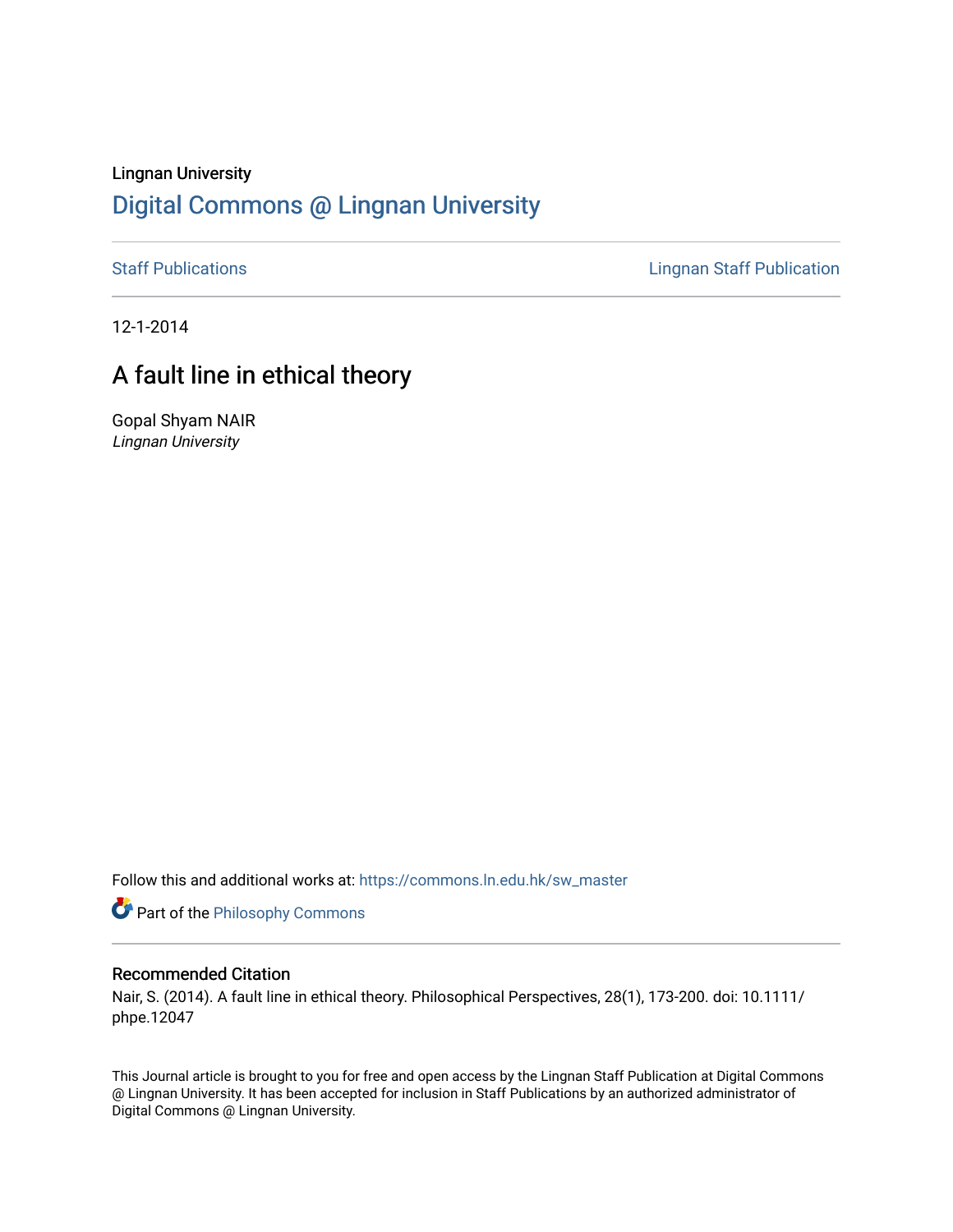Lingnan University

# Digital Commons @ Lingnan University

Staff Publications

Lingnan Staff Publication

12-1-2014

## A fault line in ethical theory

Gopal Shyam NAIR
*Lingnan University*

Follow this and additional works at: https://commons.ln.edu.hk/sw_master

Part of the Philosophy Commons

### Recommended Citation

Nair, S. (2014). A fault line in ethical theory. Philosophical Perspectives, 28(1), 173-200. doi: 10.1111/phpe.12047

This Journal article is brought to you for free and open access by the Lingnan Staff Publication at Digital Commons @ Lingnan University. It has been accepted for inclusion in Staff Publications by an authorized administrator of Digital Commons @ Lingnan University.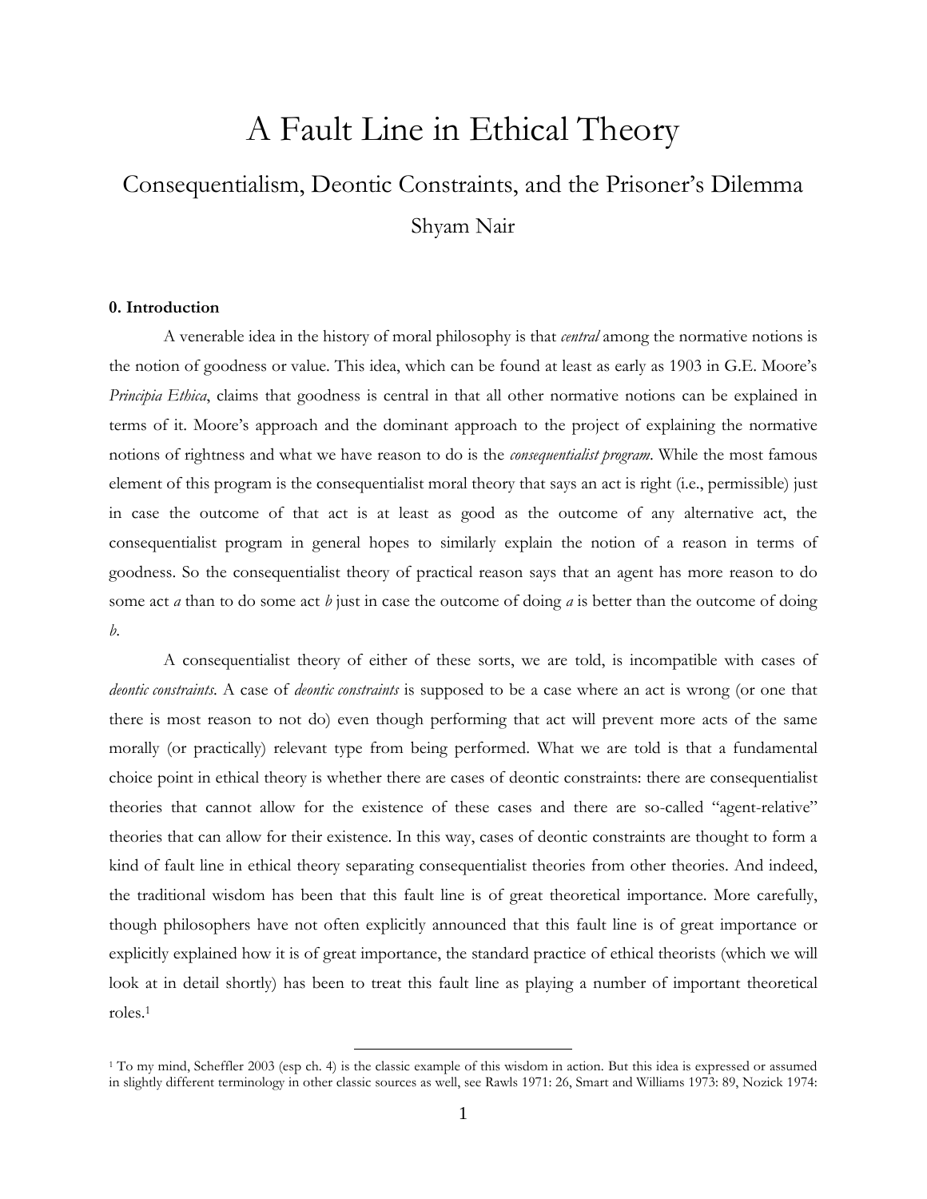# A Fault Line in Ethical Theory

## Consequentialism, Deontic Constraints, and the Prisoner's Dilemma

Shyam Nair

### 0. Introduction

A venerable idea in the history of moral philosophy is that *central* among the normative notions is the notion of goodness or value. This idea, which can be found at least as early as 1903 in G.E. Moore's *Principia Ethica*, claims that goodness is central in that all other normative notions can be explained in terms of it. Moore's approach and the dominant approach to the project of explaining the normative notions of rightness and what we have reason to do is the *consequentialist program*. While the most famous element of this program is the consequentialist moral theory that says an act is right (i.e., permissible) just in case the outcome of that act is at least as good as the outcome of any alternative act, the consequentialist program in general hopes to similarly explain the notion of a reason in terms of goodness. So the consequentialist theory of practical reason says that an agent has more reason to do some act *a* than to do some act *b* just in case the outcome of doing *a* is better than the outcome of doing *b*.

A consequentialist theory of either of these sorts, we are told, is incompatible with cases of *deontic constraints*. A case of *deontic constraints* is supposed to be a case where an act is wrong (or one that there is most reason to not do) even though performing that act will prevent more acts of the same morally (or practically) relevant type from being performed. What we are told is that a fundamental choice point in ethical theory is whether there are cases of deontic constraints: there are consequentialist theories that cannot allow for the existence of these cases and there are so-called "agent-relative" theories that can allow for their existence. In this way, cases of deontic constraints are thought to form a kind of fault line in ethical theory separating consequentialist theories from other theories. And indeed, the traditional wisdom has been that this fault line is of great theoretical importance. More carefully, though philosophers have not often explicitly announced that this fault line is of great importance or explicitly explained how it is of great importance, the standard practice of ethical theorists (which we will look at in detail shortly) has been to treat this fault line as playing a number of important theoretical roles.[1]

[1] To my mind, Scheffler 2003 (esp ch. 4) is the classic example of this wisdom in action. But this idea is expressed or assumed in slightly different terminology in other classic sources as well, see Rawls 1971: 26, Smart and Williams 1973: 89, Nozick 1974: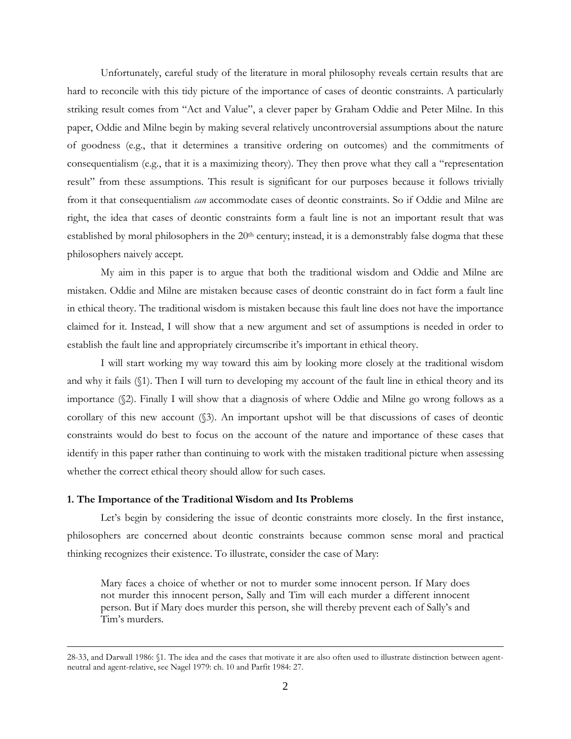Unfortunately, careful study of the literature in moral philosophy reveals certain results that are hard to reconcile with this tidy picture of the importance of cases of deontic constraints. A particularly striking result comes from "Act and Value", a clever paper by Graham Oddie and Peter Milne. In this paper, Oddie and Milne begin by making several relatively uncontroversial assumptions about the nature of goodness (e.g., that it determines a transitive ordering on outcomes) and the commitments of consequentialism (e.g., that it is a maximizing theory). They then prove what they call a "representation result" from these assumptions. This result is significant for our purposes because it follows trivially from it that consequentialism *can* accommodate cases of deontic constraints. So if Oddie and Milne are right, the idea that cases of deontic constraints form a fault line is not an important result that was established by moral philosophers in the 20th century; instead, it is a demonstrably false dogma that these philosophers naively accept.

My aim in this paper is to argue that both the traditional wisdom and Oddie and Milne are mistaken. Oddie and Milne are mistaken because cases of deontic constraint do in fact form a fault line in ethical theory. The traditional wisdom is mistaken because this fault line does not have the importance claimed for it. Instead, I will show that a new argument and set of assumptions is needed in order to establish the fault line and appropriately circumscribe it's important in ethical theory.

I will start working my way toward this aim by looking more closely at the traditional wisdom and why it fails (§1). Then I will turn to developing my account of the fault line in ethical theory and its importance (§2). Finally I will show that a diagnosis of where Oddie and Milne go wrong follows as a corollary of this new account (§3). An important upshot will be that discussions of cases of deontic constraints would do best to focus on the account of the nature and importance of these cases that identify in this paper rather than continuing to work with the mistaken traditional picture when assessing whether the correct ethical theory should allow for such cases.

### 1. The Importance of the Traditional Wisdom and Its Problems

Let's begin by considering the issue of deontic constraints more closely. In the first instance, philosophers are concerned about deontic constraints because common sense moral and practical thinking recognizes their existence. To illustrate, consider the case of Mary:

> Mary faces a choice of whether or not to murder some innocent person. If Mary does not murder this innocent person, Sally and Tim will each murder a different innocent person. But if Mary does murder this person, she will thereby prevent each of Sally's and Tim's murders.

---

28-33, and Darwall 1986: §1. The idea and the cases that motivate it are also often used to illustrate distinction between agent-neutral and agent-relative, see Nagel 1979: ch. 10 and Parfit 1984: 27.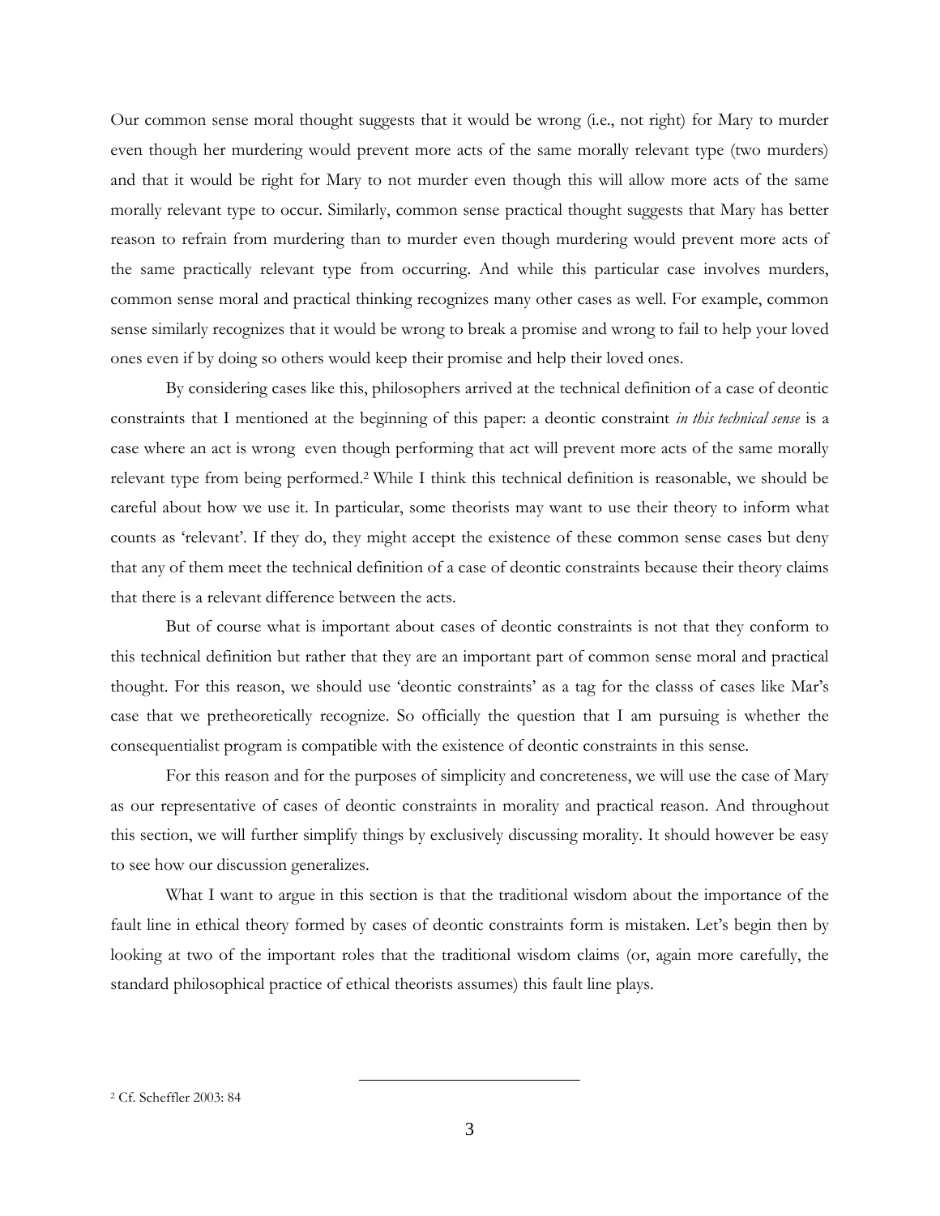Our common sense moral thought suggests that it would be wrong (i.e., not right) for Mary to murder even though her murdering would prevent more acts of the same morally relevant type (two murders) and that it would be right for Mary to not murder even though this will allow more acts of the same morally relevant type to occur. Similarly, common sense practical thought suggests that Mary has better reason to refrain from murdering than to murder even though murdering would prevent more acts of the same practically relevant type from occurring. And while this particular case involves murders, common sense moral and practical thinking recognizes many other cases as well. For example, common sense similarly recognizes that it would be wrong to break a promise and wrong to fail to help your loved ones even if by doing so others would keep their promise and help their loved ones.

By considering cases like this, philosophers arrived at the technical definition of a case of deontic constraints that I mentioned at the beginning of this paper: a deontic constraint *in this technical sense* is a case where an act is wrong even though performing that act will prevent more acts of the same morally relevant type from being performed.[2] While I think this technical definition is reasonable, we should be careful about how we use it. In particular, some theorists may want to use their theory to inform what counts as 'relevant'. If they do, they might accept the existence of these common sense cases but deny that any of them meet the technical definition of a case of deontic constraints because their theory claims that there is a relevant difference between the acts.

But of course what is important about cases of deontic constraints is not that they conform to this technical definition but rather that they are an important part of common sense moral and practical thought. For this reason, we should use 'deontic constraints' as a tag for the classs of cases like Mar's case that we pretheoretically recognize. So officially the question that I am pursuing is whether the consequentialist program is compatible with the existence of deontic constraints in this sense.

For this reason and for the purposes of simplicity and concreteness, we will use the case of Mary as our representative of cases of deontic constraints in morality and practical reason. And throughout this section, we will further simplify things by exclusively discussing morality. It should however be easy to see how our discussion generalizes.

What I want to argue in this section is that the traditional wisdom about the importance of the fault line in ethical theory formed by cases of deontic constraints form is mistaken. Let's begin then by looking at two of the important roles that the traditional wisdom claims (or, again more carefully, the standard philosophical practice of ethical theorists assumes) this fault line plays.

[2] Cf. Scheffler 2003: 84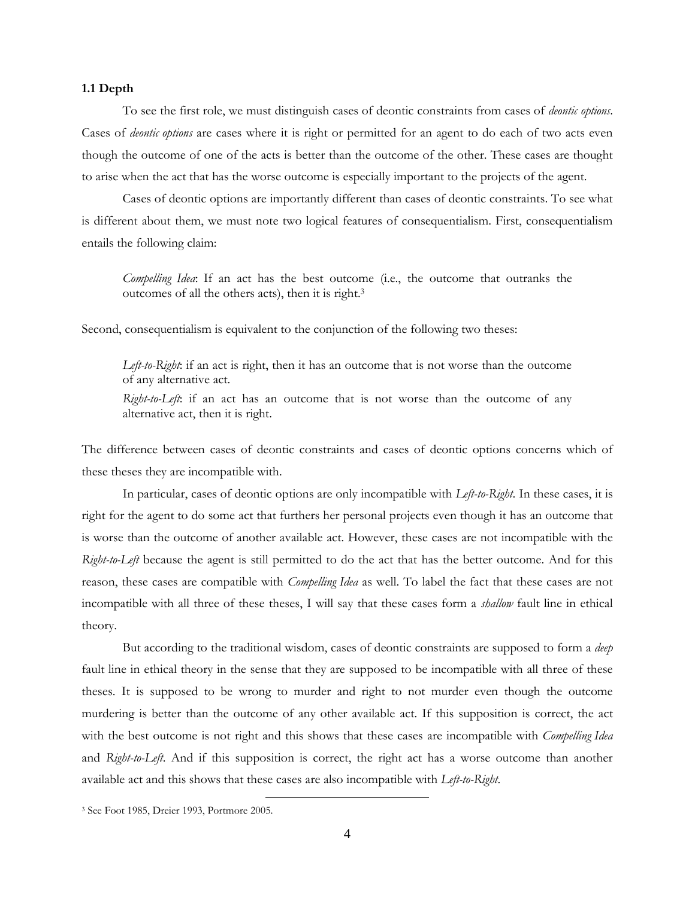### 1.1 Depth

To see the first role, we must distinguish cases of deontic constraints from cases of *deontic options*. Cases of *deontic options* are cases where it is right or permitted for an agent to do each of two acts even though the outcome of one of the acts is better than the outcome of the other. These cases are thought to arise when the act that has the worse outcome is especially important to the projects of the agent.

Cases of deontic options are importantly different than cases of deontic constraints. To see what is different about them, we must note two logical features of consequentialism. First, consequentialism entails the following claim:

> *Compelling Idea*: If an act has the best outcome (i.e., the outcome that outranks the outcomes of all the others acts), then it is right.[3]

Second, consequentialism is equivalent to the conjunction of the following two theses:

> *Left-to-Right*: if an act is right, then it has an outcome that is not worse than the outcome of any alternative act.
>
> *Right-to-Left*: if an act has an outcome that is not worse than the outcome of any alternative act, then it is right.

The difference between cases of deontic constraints and cases of deontic options concerns which of these theses they are incompatible with.

In particular, cases of deontic options are only incompatible with *Left-to-Right*. In these cases, it is right for the agent to do some act that furthers her personal projects even though it has an outcome that is worse than the outcome of another available act. However, these cases are not incompatible with the *Right-to-Left* because the agent is still permitted to do the act that has the better outcome. And for this reason, these cases are compatible with *Compelling Idea* as well. To label the fact that these cases are not incompatible with all three of these theses, I will say that these cases form a *shallow* fault line in ethical theory.

But according to the traditional wisdom, cases of deontic constraints are supposed to form a *deep* fault line in ethical theory in the sense that they are supposed to be incompatible with all three of these theses. It is supposed to be wrong to murder and right to not murder even though the outcome murdering is better than the outcome of any other available act. If this supposition is correct, the act with the best outcome is not right and this shows that these cases are incompatible with *Compelling Idea* and *Right-to-Left*. And if this supposition is correct, the right act has a worse outcome than another available act and this shows that these cases are also incompatible with *Left-to-Right*.

[3] See Foot 1985, Dreier 1993, Portmore 2005.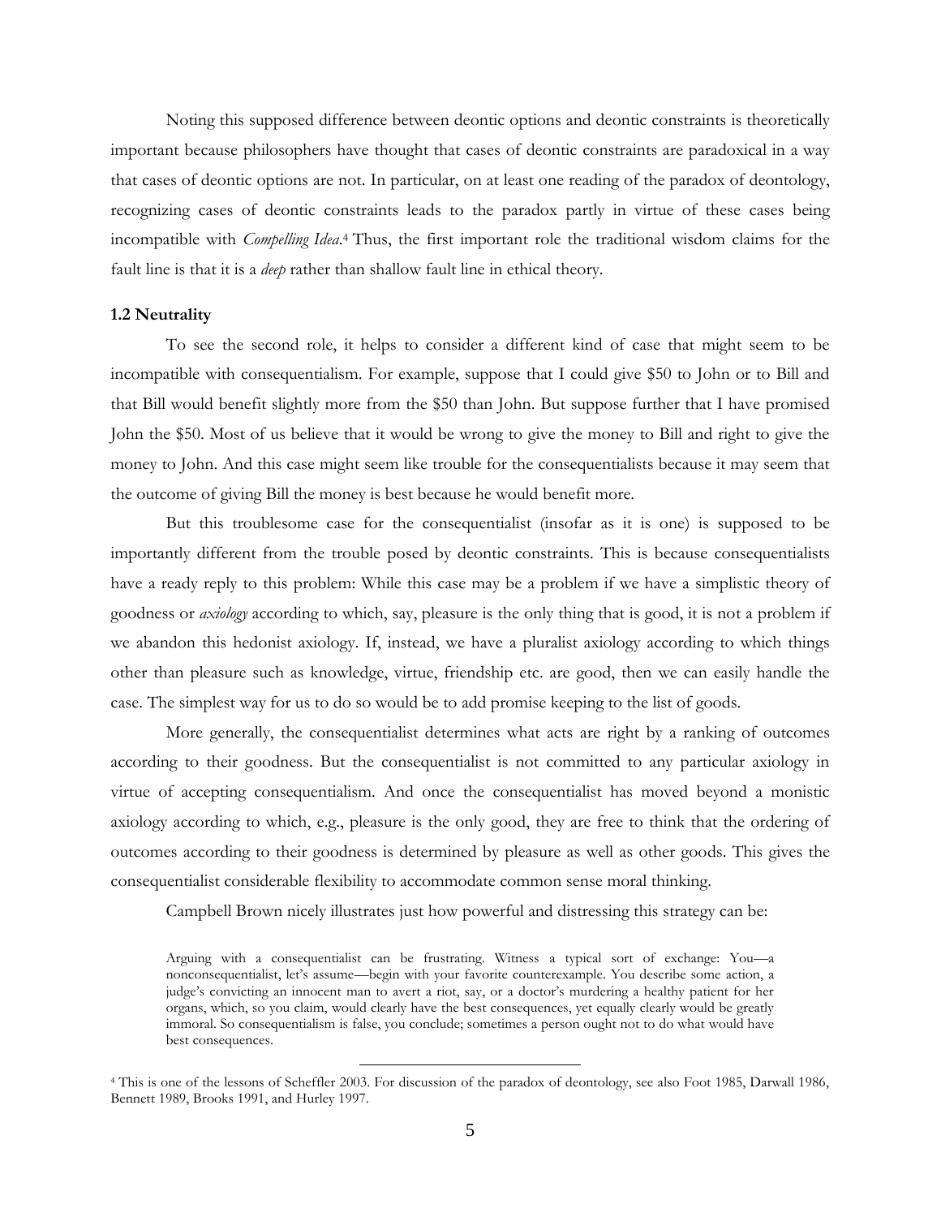Noting this supposed difference between deontic options and deontic constraints is theoretically important because philosophers have thought that cases of deontic constraints are paradoxical in a way that cases of deontic options are not. In particular, on at least one reading of the paradox of deontology, recognizing cases of deontic constraints leads to the paradox partly in virtue of these cases being incompatible with *Compelling Idea*.[4] Thus, the first important role the traditional wisdom claims for the fault line is that it is a *deep* rather than shallow fault line in ethical theory.

### 1.2 Neutrality

To see the second role, it helps to consider a different kind of case that might seem to be incompatible with consequentialism. For example, suppose that I could give $50 to John or to Bill and that Bill would benefit slightly more from the $50 than John. But suppose further that I have promised John the $50. Most of us believe that it would be wrong to give the money to Bill and right to give the money to John. And this case might seem like trouble for the consequentialists because it may seem that the outcome of giving Bill the money is best because he would benefit more.

But this troublesome case for the consequentialist (insofar as it is one) is supposed to be importantly different from the trouble posed by deontic constraints. This is because consequentialists have a ready reply to this problem: While this case may be a problem if we have a simplistic theory of goodness or *axiology* according to which, say, pleasure is the only thing that is good, it is not a problem if we abandon this hedonist axiology. If, instead, we have a pluralist axiology according to which things other than pleasure such as knowledge, virtue, friendship etc. are good, then we can easily handle the case. The simplest way for us to do so would be to add promise keeping to the list of goods.

More generally, the consequentialist determines what acts are right by a ranking of outcomes according to their goodness. But the consequentialist is not committed to any particular axiology in virtue of accepting consequentialism. And once the consequentialist has moved beyond a monistic axiology according to which, e.g., pleasure is the only good, they are free to think that the ordering of outcomes according to their goodness is determined by pleasure as well as other goods. This gives the consequentialist considerable flexibility to accommodate common sense moral thinking.

Campbell Brown nicely illustrates just how powerful and distressing this strategy can be:

> Arguing with a consequentialist can be frustrating. Witness a typical sort of exchange: You—a nonconsequentialist, let's assume—begin with your favorite counterexample. You describe some action, a judge's convicting an innocent man to avert a riot, say, or a doctor's murdering a healthy patient for her organs, which, so you claim, would clearly have the best consequences, yet equally clearly would be greatly immoral. So consequentialism is false, you conclude; sometimes a person ought not to do what would have best consequences.

---

[4] This is one of the lessons of Scheffler 2003. For discussion of the paradox of deontology, see also Foot 1985, Darwall 1986, Bennett 1989, Brooks 1991, and Hurley 1997.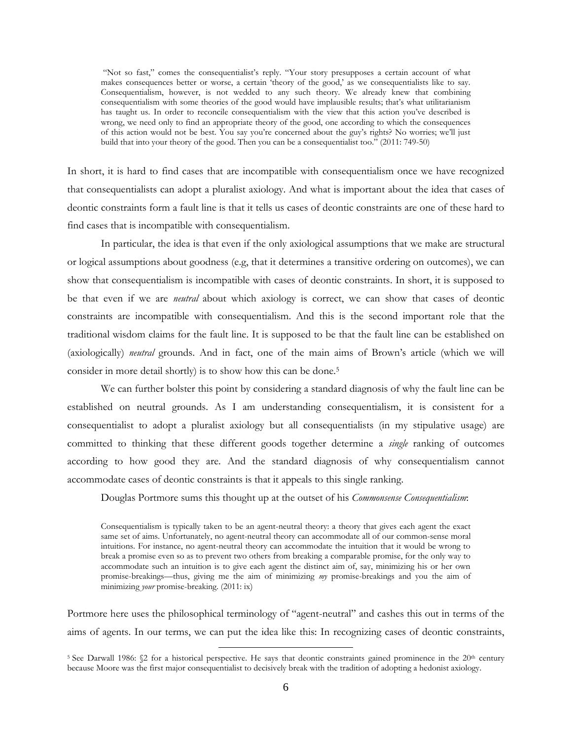> "Not so fast," comes the consequentialist's reply. "Your story presupposes a certain account of what makes consequences better or worse, a certain 'theory of the good,' as we consequentialists like to say. Consequentialism, however, is not wedded to any such theory. We already knew that combining consequentialism with some theories of the good would have implausible results; that's what utilitarianism has taught us. In order to reconcile consequentialism with the view that this action you've described is wrong, we need only to find an appropriate theory of the good, one according to which the consequences of this action would not be best. You say you're concerned about the guy's rights? No worries; we'll just build that into your theory of the good. Then you can be a consequentialist too." (2011: 749-50)

In short, it is hard to find cases that are incompatible with consequentialism once we have recognized that consequentialists can adopt a pluralist axiology. And what is important about the idea that cases of deontic constraints form a fault line is that it tells us cases of deontic constraints are one of these hard to find cases that is incompatible with consequentialism.

In particular, the idea is that even if the only axiological assumptions that we make are structural or logical assumptions about goodness (e.g, that it determines a transitive ordering on outcomes), we can show that consequentialism is incompatible with cases of deontic constraints. In short, it is supposed to be that even if we are *neutral* about which axiology is correct, we can show that cases of deontic constraints are incompatible with consequentialism. And this is the second important role that the traditional wisdom claims for the fault line. It is supposed to be that the fault line can be established on (axiologically) *neutral* grounds. And in fact, one of the main aims of Brown's article (which we will consider in more detail shortly) is to show how this can be done.[5]

We can further bolster this point by considering a standard diagnosis of why the fault line can be established on neutral grounds. As I am understanding consequentialism, it is consistent for a consequentialist to adopt a pluralist axiology but all consequentialists (in my stipulative usage) are committed to thinking that these different goods together determine a *single* ranking of outcomes according to how good they are. And the standard diagnosis of why consequentialism cannot accommodate cases of deontic constraints is that it appeals to this single ranking.

Douglas Portmore sums this thought up at the outset of his *Commonsense Consequentialism*:

> Consequentialism is typically taken to be an agent-neutral theory: a theory that gives each agent the exact same set of aims. Unfortunately, no agent-neutral theory can accommodate all of our common-sense moral intuitions. For instance, no agent-neutral theory can accommodate the intuition that it would be wrong to break a promise even so as to prevent two others from breaking a comparable promise, for the only way to accommodate such an intuition is to give each agent the distinct aim of, say, minimizing his or her own promise-breakings—thus, giving me the aim of minimizing *my* promise-breakings and you the aim of minimizing *your* promise-breaking. (2011: ix)

Portmore here uses the philosophical terminology of "agent-neutral" and cashes this out in terms of the aims of agents. In our terms, we can put the idea like this: In recognizing cases of deontic constraints,

[5] See Darwall 1986: §2 for a historical perspective. He says that deontic constraints gained prominence in the 20th century because Moore was the first major consequentialist to decisively break with the tradition of adopting a hedonist axiology.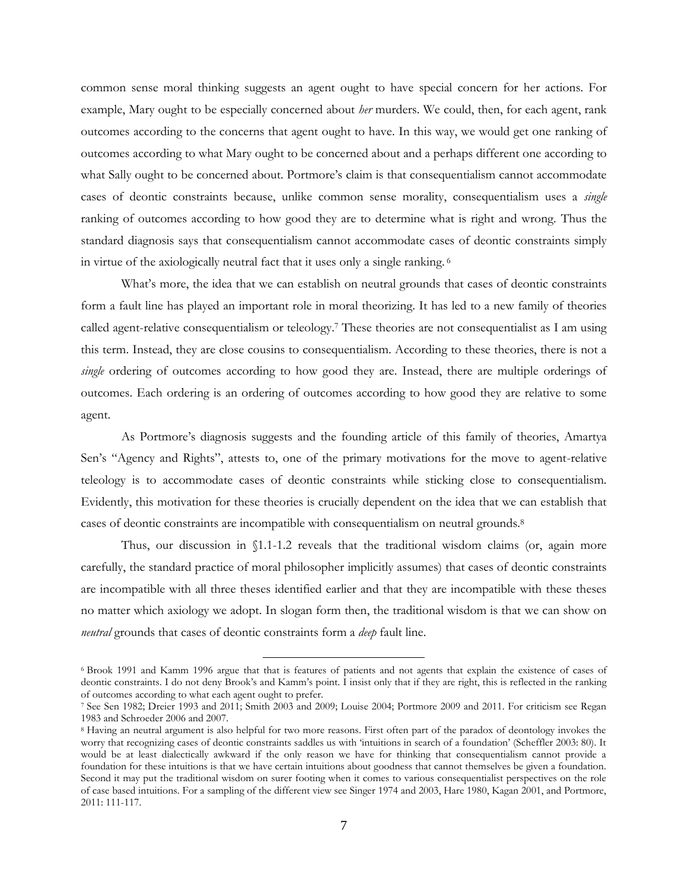common sense moral thinking suggests an agent ought to have special concern for her actions. For example, Mary ought to be especially concerned about *her* murders. We could, then, for each agent, rank outcomes according to the concerns that agent ought to have. In this way, we would get one ranking of outcomes according to what Mary ought to be concerned about and a perhaps different one according to what Sally ought to be concerned about. Portmore's claim is that consequentialism cannot accommodate cases of deontic constraints because, unlike common sense morality, consequentialism uses a *single* ranking of outcomes according to how good they are to determine what is right and wrong. Thus the standard diagnosis says that consequentialism cannot accommodate cases of deontic constraints simply in virtue of the axiologically neutral fact that it uses only a single ranking.[6]

What's more, the idea that we can establish on neutral grounds that cases of deontic constraints form a fault line has played an important role in moral theorizing. It has led to a new family of theories called agent-relative consequentialism or teleology.[7] These theories are not consequentialist as I am using this term. Instead, they are close cousins to consequentialism. According to these theories, there is not a *single* ordering of outcomes according to how good they are. Instead, there are multiple orderings of outcomes. Each ordering is an ordering of outcomes according to how good they are relative to some agent.

As Portmore's diagnosis suggests and the founding article of this family of theories, Amartya Sen's "Agency and Rights", attests to, one of the primary motivations for the move to agent-relative teleology is to accommodate cases of deontic constraints while sticking close to consequentialism. Evidently, this motivation for these theories is crucially dependent on the idea that we can establish that cases of deontic constraints are incompatible with consequentialism on neutral grounds.[8]

Thus, our discussion in §1.1-1.2 reveals that the traditional wisdom claims (or, again more carefully, the standard practice of moral philosopher implicitly assumes) that cases of deontic constraints are incompatible with all three theses identified earlier and that they are incompatible with these theses no matter which axiology we adopt. In slogan form then, the traditional wisdom is that we can show on *neutral* grounds that cases of deontic constraints form a *deep* fault line.

---

[6] Brook 1991 and Kamm 1996 argue that that is features of patients and not agents that explain the existence of cases of deontic constraints. I do not deny Brook's and Kamm's point. I insist only that if they are right, this is reflected in the ranking of outcomes according to what each agent ought to prefer.

[7] See Sen 1982; Dreier 1993 and 2011; Smith 2003 and 2009; Louise 2004; Portmore 2009 and 2011. For criticism see Regan 1983 and Schroeder 2006 and 2007.

[8] Having an neutral argument is also helpful for two more reasons. First often part of the paradox of deontology invokes the worry that recognizing cases of deontic constraints saddles us with 'intuitions in search of a foundation' (Scheffler 2003: 80). It would be at least dialectically awkward if the only reason we have for thinking that consequentialism cannot provide a foundation for these intuitions is that we have certain intuitions about goodness that cannot themselves be given a foundation. Second it may put the traditional wisdom on surer footing when it comes to various consequentialist perspectives on the role of case based intuitions. For a sampling of the different view see Singer 1974 and 2003, Hare 1980, Kagan 2001, and Portmore, 2011: 111-117.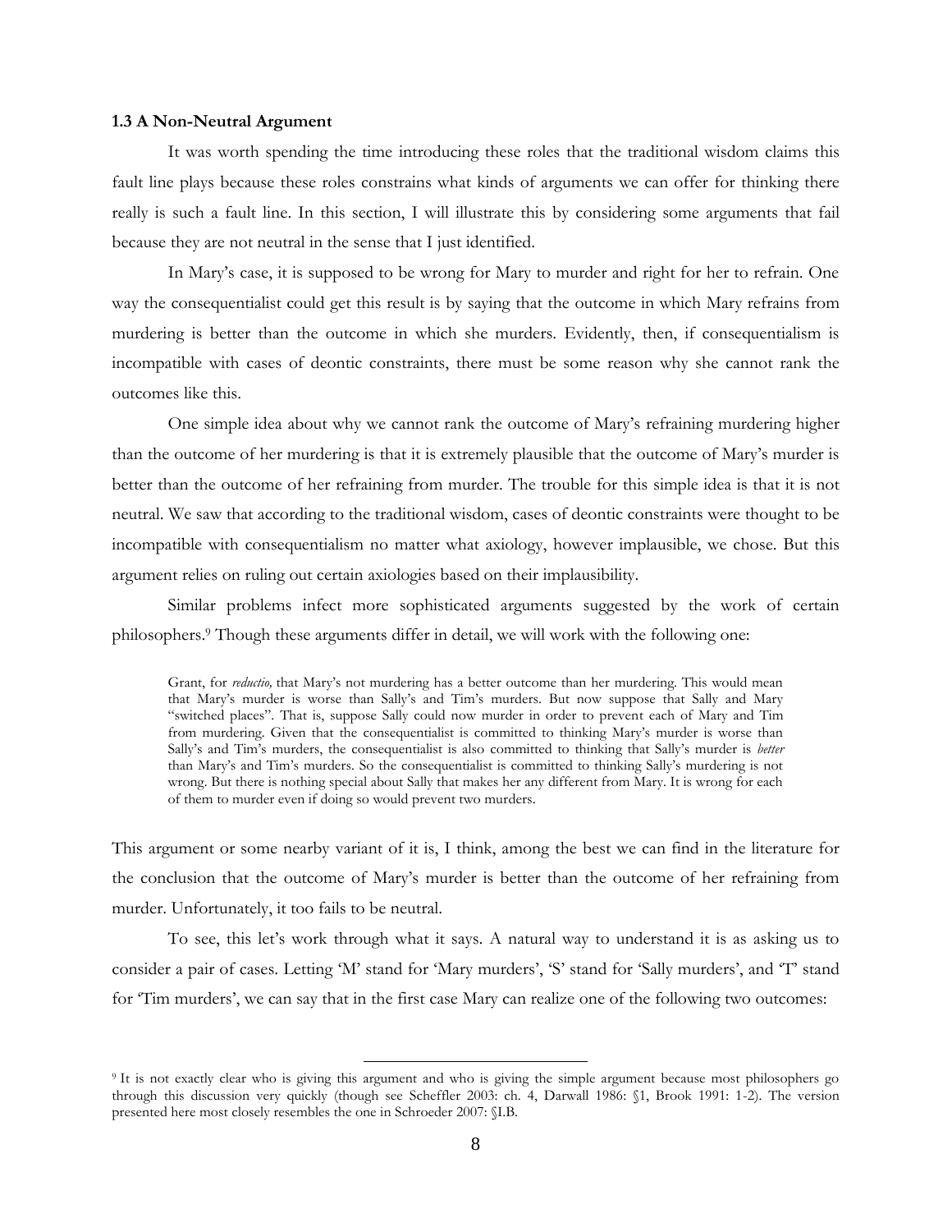**1.3 A Non-Neutral Argument**

It was worth spending the time introducing these roles that the traditional wisdom claims this fault line plays because these roles constrains what kinds of arguments we can offer for thinking there really is such a fault line. In this section, I will illustrate this by considering some arguments that fail because they are not neutral in the sense that I just identified.

In Mary's case, it is supposed to be wrong for Mary to murder and right for her to refrain. One way the consequentialist could get this result is by saying that the outcome in which Mary refrains from murdering is better than the outcome in which she murders. Evidently, then, if consequentialism is incompatible with cases of deontic constraints, there must be some reason why she cannot rank the outcomes like this.

One simple idea about why we cannot rank the outcome of Mary's refraining murdering higher than the outcome of her murdering is that it is extremely plausible that the outcome of Mary's murder is better than the outcome of her refraining from murder. The trouble for this simple idea is that it is not neutral. We saw that according to the traditional wisdom, cases of deontic constraints were thought to be incompatible with consequentialism no matter what axiology, however implausible, we chose. But this argument relies on ruling out certain axiologies based on their implausibility.

Similar problems infect more sophisticated arguments suggested by the work of certain philosophers.[9] Though these arguments differ in detail, we will work with the following one:

> Grant, for *reductio,* that Mary's not murdering has a better outcome than her murdering. This would mean that Mary's murder is worse than Sally's and Tim's murders. But now suppose that Sally and Mary "switched places". That is, suppose Sally could now murder in order to prevent each of Mary and Tim from murdering. Given that the consequentialist is committed to thinking Mary's murder is worse than Sally's and Tim's murders, the consequentialist is also committed to thinking that Sally's murder is *better* than Mary's and Tim's murders. So the consequentialist is committed to thinking Sally's murdering is not wrong. But there is nothing special about Sally that makes her any different from Mary. It is wrong for each of them to murder even if doing so would prevent two murders.

This argument or some nearby variant of it is, I think, among the best we can find in the literature for the conclusion that the outcome of Mary's murder is better than the outcome of her refraining from murder. Unfortunately, it too fails to be neutral.

To see, this let's work through what it says. A natural way to understand it is as asking us to consider a pair of cases. Letting 'M' stand for 'Mary murders', 'S' stand for 'Sally murders', and 'T' stand for 'Tim murders', we can say that in the first case Mary can realize one of the following two outcomes:

---

[9] It is not exactly clear who is giving this argument and who is giving the simple argument because most philosophers go through this discussion very quickly (though see Scheffler 2003: ch. 4, Darwall 1986: §1, Brook 1991: 1-2). The version presented here most closely resembles the one in Schroeder 2007: §I.B.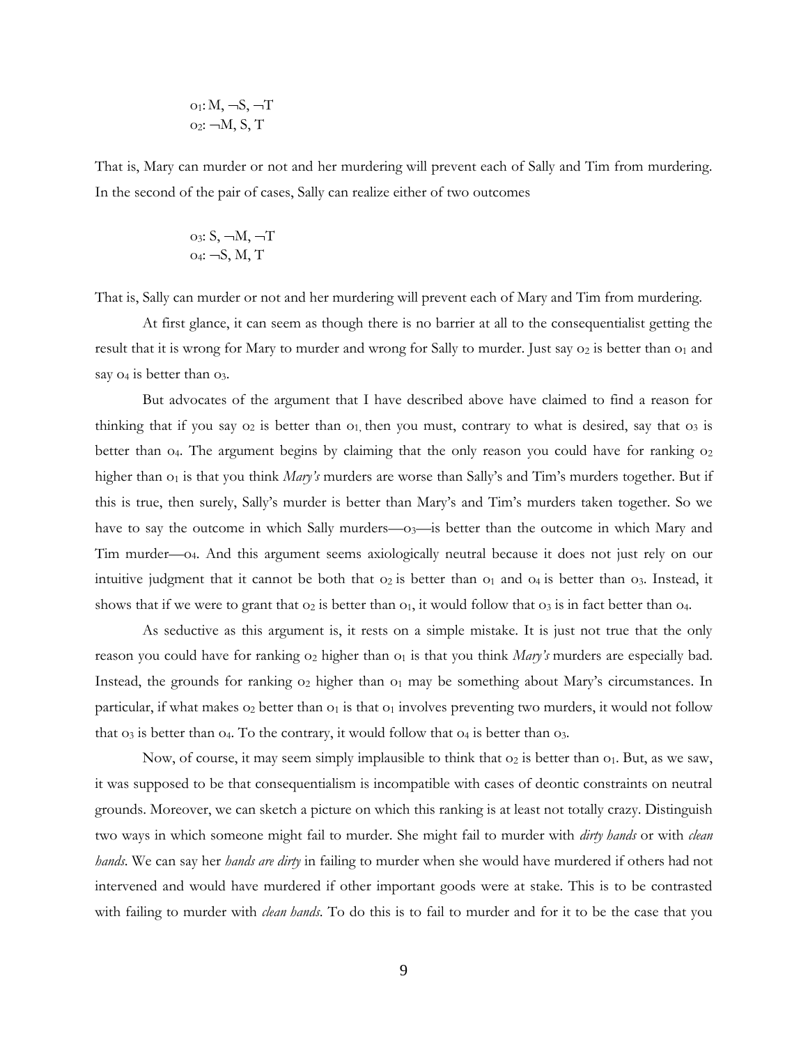$o_1$: M, ¬S, ¬T
$o_2$: ¬M, S, T

That is, Mary can murder or not and her murdering will prevent each of Sally and Tim from murdering. In the second of the pair of cases, Sally can realize either of two outcomes

$o_3$: S, ¬M, ¬T
$o_4$: ¬S, M, T

That is, Sally can murder or not and her murdering will prevent each of Mary and Tim from murdering.

At first glance, it can seem as though there is no barrier at all to the consequentialist getting the result that it is wrong for Mary to murder and wrong for Sally to murder. Just say $o_2$ is better than $o_1$ and say $o_4$ is better than $o_3$.

But advocates of the argument that I have described above have claimed to find a reason for thinking that if you say $o_2$ is better than $o_1$, then you must, contrary to what is desired, say that $o_3$ is better than $o_4$. The argument begins by claiming that the only reason you could have for ranking $o_2$ higher than $o_1$ is that you think *Mary's* murders are worse than Sally's and Tim's murders together. But if this is true, then surely, Sally's murder is better than Mary's and Tim's murders taken together. So we have to say the outcome in which Sally murders—$o_3$—is better than the outcome in which Mary and Tim murder—$o_4$. And this argument seems axiologically neutral because it does not just rely on our intuitive judgment that it cannot be both that $o_2$ is better than $o_1$ and $o_4$ is better than $o_3$. Instead, it shows that if we were to grant that $o_2$ is better than $o_1$, it would follow that $o_3$ is in fact better than $o_4$.

As seductive as this argument is, it rests on a simple mistake. It is just not true that the only reason you could have for ranking $o_2$ higher than $o_1$ is that you think *Mary's* murders are especially bad. Instead, the grounds for ranking $o_2$ higher than $o_1$ may be something about Mary's circumstances. In particular, if what makes $o_2$ better than $o_1$ is that $o_1$ involves preventing two murders, it would not follow that $o_3$ is better than $o_4$. To the contrary, it would follow that $o_4$ is better than $o_3$.

Now, of course, it may seem simply implausible to think that $o_2$ is better than $o_1$. But, as we saw, it was supposed to be that consequentialism is incompatible with cases of deontic constraints on neutral grounds. Moreover, we can sketch a picture on which this ranking is at least not totally crazy. Distinguish two ways in which someone might fail to murder. She might fail to murder with *dirty hands* or with *clean hands*. We can say her *hands are dirty* in failing to murder when she would have murdered if others had not intervened and would have murdered if other important goods were at stake. This is to be contrasted with failing to murder with *clean hands*. To do this is to fail to murder and for it to be the case that you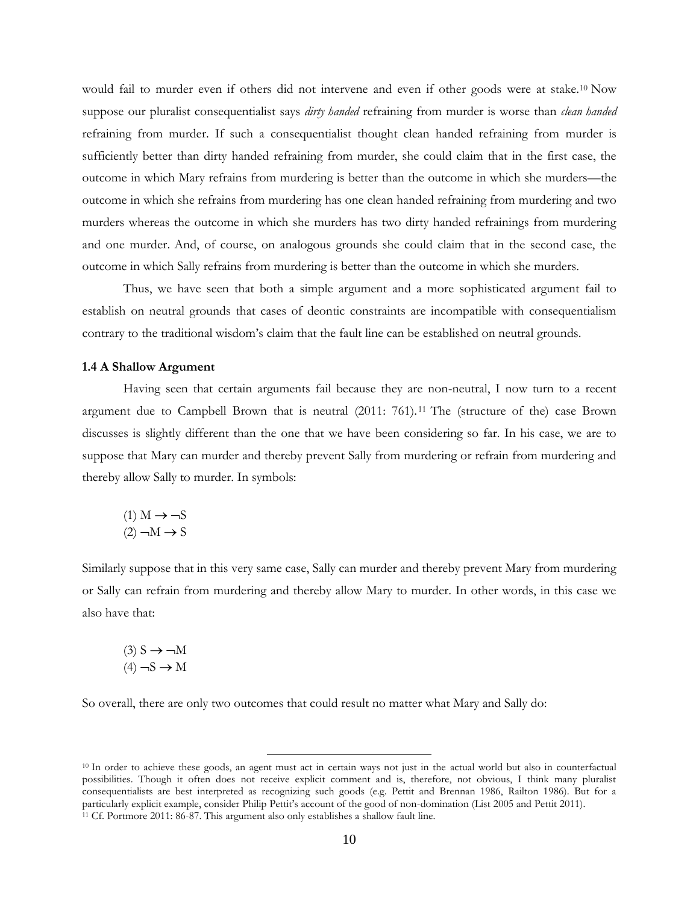would fail to murder even if others did not intervene and even if other goods were at stake.[10] Now suppose our pluralist consequentialist says *dirty handed* refraining from murder is worse than *clean handed* refraining from murder. If such a consequentialist thought clean handed refraining from murder is sufficiently better than dirty handed refraining from murder, she could claim that in the first case, the outcome in which Mary refrains from murdering is better than the outcome in which she murders—the outcome in which she refrains from murdering has one clean handed refraining from murdering and two murders whereas the outcome in which she murders has two dirty handed refrainings from murdering and one murder. And, of course, on analogous grounds she could claim that in the second case, the outcome in which Sally refrains from murdering is better than the outcome in which she murders.

Thus, we have seen that both a simple argument and a more sophisticated argument fail to establish on neutral grounds that cases of deontic constraints are incompatible with consequentialism contrary to the traditional wisdom's claim that the fault line can be established on neutral grounds.

### 1.4 A Shallow Argument

Having seen that certain arguments fail because they are non-neutral, I now turn to a recent argument due to Campbell Brown that is neutral (2011: 761).[11] The (structure of the) case Brown discusses is slightly different than the one that we have been considering so far. In his case, we are to suppose that Mary can murder and thereby prevent Sally from murdering or refrain from murdering and thereby allow Sally to murder. In symbols:

(1) $M \rightarrow \neg S$
(2) $\neg M \rightarrow S$

Similarly suppose that in this very same case, Sally can murder and thereby prevent Mary from murdering or Sally can refrain from murdering and thereby allow Mary to murder. In other words, in this case we also have that:

(3) $S \rightarrow \neg M$
(4) $\neg S \rightarrow M$

So overall, there are only two outcomes that could result no matter what Mary and Sally do:

---

[10] In order to achieve these goods, an agent must act in certain ways not just in the actual world but also in counterfactual possibilities. Though it often does not receive explicit comment and is, therefore, not obvious, I think many pluralist consequentialists are best interpreted as recognizing such goods (e.g. Pettit and Brennan 1986, Railton 1986). But for a particularly explicit example, consider Philip Pettit's account of the good of non-domination (List 2005 and Pettit 2011).

[11] Cf. Portmore 2011: 86-87. This argument also only establishes a shallow fault line.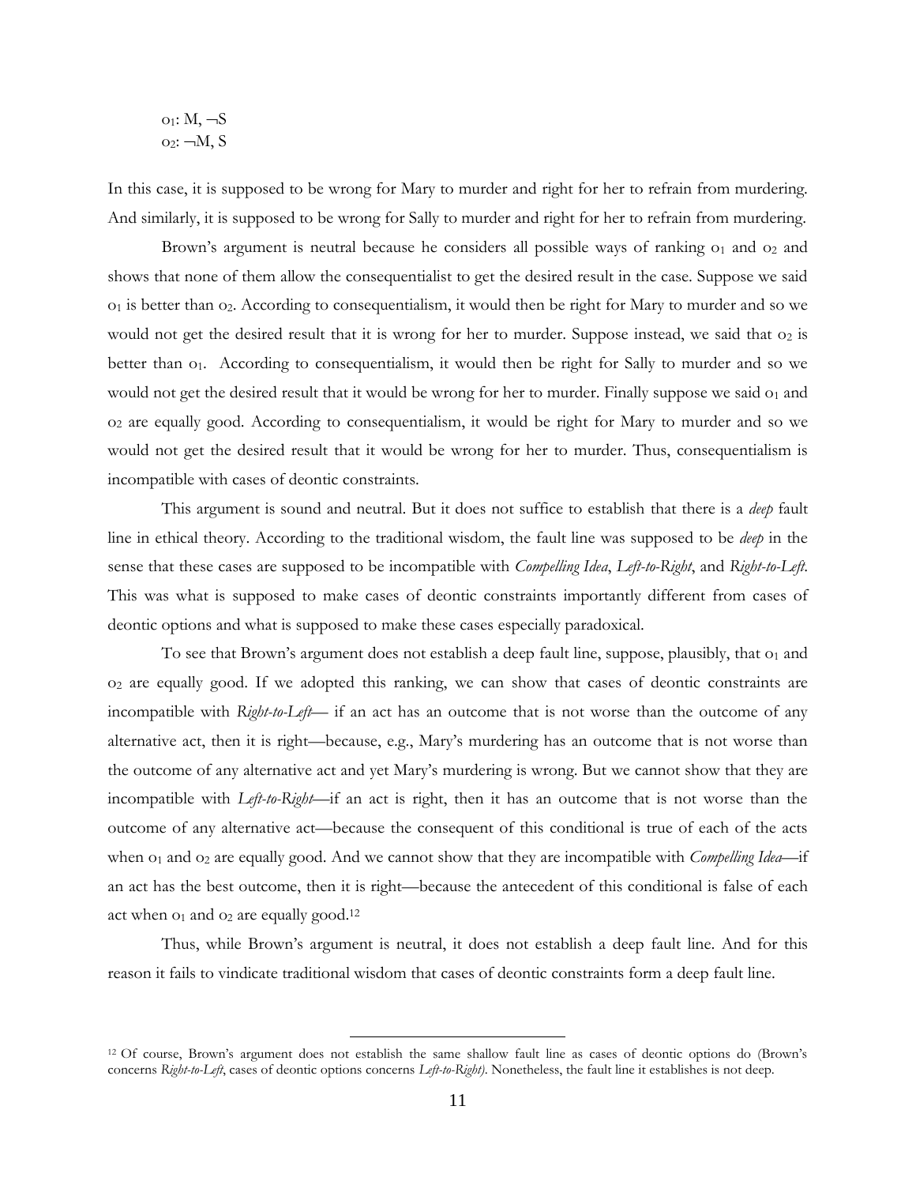$o_1$: M, ¬S
$o_2$: ¬M, S

In this case, it is supposed to be wrong for Mary to murder and right for her to refrain from murdering. And similarly, it is supposed to be wrong for Sally to murder and right for her to refrain from murdering.

Brown's argument is neutral because he considers all possible ways of ranking $o_1$ and $o_2$ and shows that none of them allow the consequentialist to get the desired result in the case. Suppose we said $o_1$ is better than $o_2$. According to consequentialism, it would then be right for Mary to murder and so we would not get the desired result that it is wrong for her to murder. Suppose instead, we said that $o_2$ is better than $o_1$. According to consequentialism, it would then be right for Sally to murder and so we would not get the desired result that it would be wrong for her to murder. Finally suppose we said $o_1$ and $o_2$ are equally good. According to consequentialism, it would be right for Mary to murder and so we would not get the desired result that it would be wrong for her to murder. Thus, consequentialism is incompatible with cases of deontic constraints.

This argument is sound and neutral. But it does not suffice to establish that there is a *deep* fault line in ethical theory. According to the traditional wisdom, the fault line was supposed to be *deep* in the sense that these cases are supposed to be incompatible with *Compelling Idea*, *Left-to-Right*, and *Right-to-Left*. This was what is supposed to make cases of deontic constraints importantly different from cases of deontic options and what is supposed to make these cases especially paradoxical.

To see that Brown's argument does not establish a deep fault line, suppose, plausibly, that $o_1$ and $o_2$ are equally good. If we adopted this ranking, we can show that cases of deontic constraints are incompatible with *Right-to-Left*— if an act has an outcome that is not worse than the outcome of any alternative act, then it is right—because, e.g., Mary's murdering has an outcome that is not worse than the outcome of any alternative act and yet Mary's murdering is wrong. But we cannot show that they are incompatible with *Left-to-Right*—if an act is right, then it has an outcome that is not worse than the outcome of any alternative act—because the consequent of this conditional is true of each of the acts when $o_1$ and $o_2$ are equally good. And we cannot show that they are incompatible with *Compelling Idea*—if an act has the best outcome, then it is right—because the antecedent of this conditional is false of each act when $o_1$ and $o_2$ are equally good.[12]

Thus, while Brown's argument is neutral, it does not establish a deep fault line. And for this reason it fails to vindicate traditional wisdom that cases of deontic constraints form a deep fault line.

[12] Of course, Brown's argument does not establish the same shallow fault line as cases of deontic options do (Brown's concerns *Right-to-Left*, cases of deontic options concerns *Left-to-Right)*. Nonetheless, the fault line it establishes is not deep.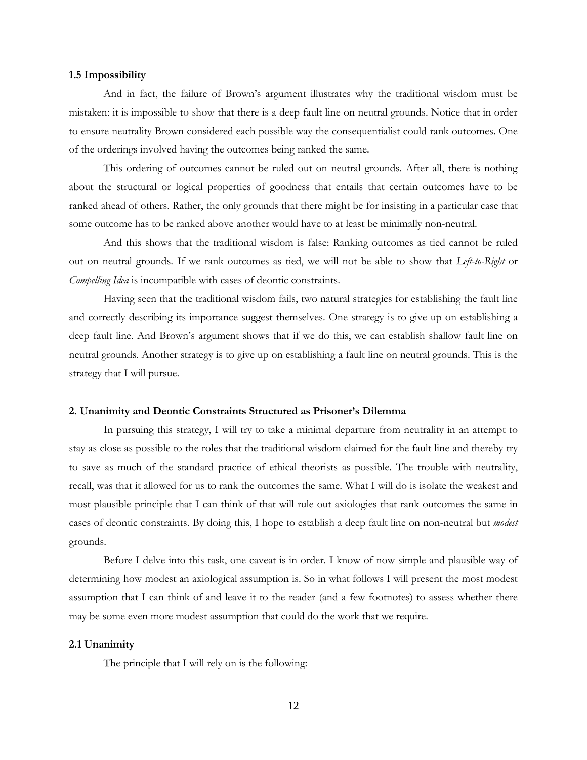### 1.5 Impossibility

And in fact, the failure of Brown's argument illustrates why the traditional wisdom must be mistaken: it is impossible to show that there is a deep fault line on neutral grounds. Notice that in order to ensure neutrality Brown considered each possible way the consequentialist could rank outcomes. One of the orderings involved having the outcomes being ranked the same.

This ordering of outcomes cannot be ruled out on neutral grounds. After all, there is nothing about the structural or logical properties of goodness that entails that certain outcomes have to be ranked ahead of others. Rather, the only grounds that there might be for insisting in a particular case that some outcome has to be ranked above another would have to at least be minimally non-neutral.

And this shows that the traditional wisdom is false: Ranking outcomes as tied cannot be ruled out on neutral grounds. If we rank outcomes as tied, we will not be able to show that *Left-to-Right* or *Compelling Idea* is incompatible with cases of deontic constraints.

Having seen that the traditional wisdom fails, two natural strategies for establishing the fault line and correctly describing its importance suggest themselves. One strategy is to give up on establishing a deep fault line. And Brown's argument shows that if we do this, we can establish shallow fault line on neutral grounds. Another strategy is to give up on establishing a fault line on neutral grounds. This is the strategy that I will pursue.

## 2. Unanimity and Deontic Constraints Structured as Prisoner's Dilemma

In pursuing this strategy, I will try to take a minimal departure from neutrality in an attempt to stay as close as possible to the roles that the traditional wisdom claimed for the fault line and thereby try to save as much of the standard practice of ethical theorists as possible. The trouble with neutrality, recall, was that it allowed for us to rank the outcomes the same. What I will do is isolate the weakest and most plausible principle that I can think of that will rule out axiologies that rank outcomes the same in cases of deontic constraints. By doing this, I hope to establish a deep fault line on non-neutral but *modest* grounds.

Before I delve into this task, one caveat is in order. I know of now simple and plausible way of determining how modest an axiological assumption is. So in what follows I will present the most modest assumption that I can think of and leave it to the reader (and a few footnotes) to assess whether there may be some even more modest assumption that could do the work that we require.

### 2.1 Unanimity

The principle that I will rely on is the following: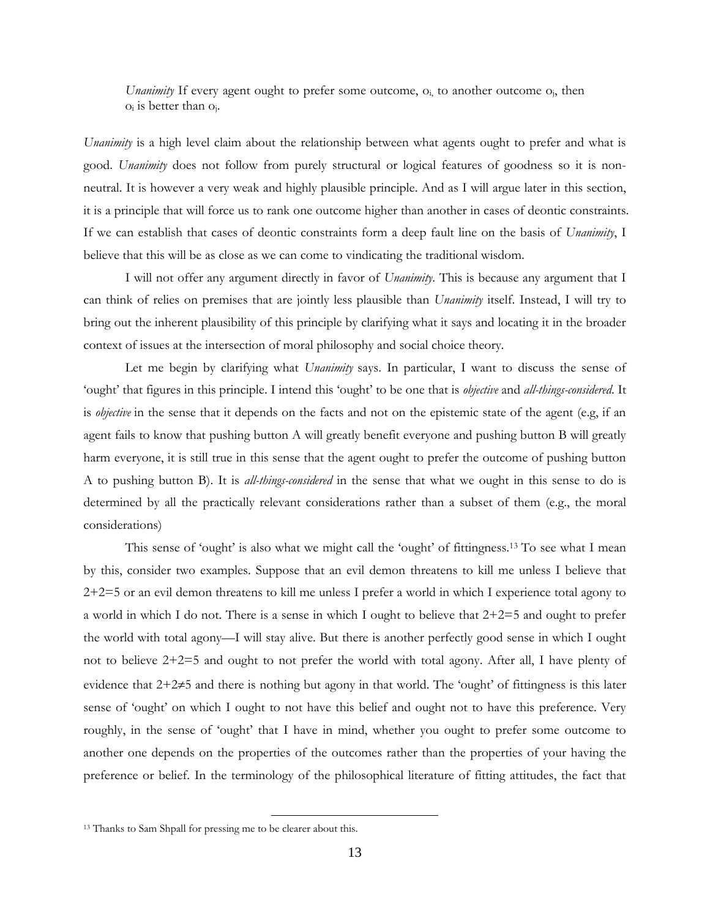> *Unanimity* If every agent ought to prefer some outcome, $o_i$, to another outcome $o_j$, then $o_i$ is better than $o_j$.

*Unanimity* is a high level claim about the relationship between what agents ought to prefer and what is good. *Unanimity* does not follow from purely structural or logical features of goodness so it is non-neutral. It is however a very weak and highly plausible principle. And as I will argue later in this section, it is a principle that will force us to rank one outcome higher than another in cases of deontic constraints. If we can establish that cases of deontic constraints form a deep fault line on the basis of *Unanimity*, I believe that this will be as close as we can come to vindicating the traditional wisdom.

I will not offer any argument directly in favor of *Unanimity*. This is because any argument that I can think of relies on premises that are jointly less plausible than *Unanimity* itself. Instead, I will try to bring out the inherent plausibility of this principle by clarifying what it says and locating it in the broader context of issues at the intersection of moral philosophy and social choice theory.

Let me begin by clarifying what *Unanimity* says. In particular, I want to discuss the sense of 'ought' that figures in this principle. I intend this 'ought' to be one that is *objective* and *all-things-considered*. It is *objective* in the sense that it depends on the facts and not on the epistemic state of the agent (e.g, if an agent fails to know that pushing button A will greatly benefit everyone and pushing button B will greatly harm everyone, it is still true in this sense that the agent ought to prefer the outcome of pushing button A to pushing button B). It is *all-things-considered* in the sense that what we ought in this sense to do is determined by all the practically relevant considerations rather than a subset of them (e.g., the moral considerations)

This sense of 'ought' is also what we might call the 'ought' of fittingness.[13] To see what I mean by this, consider two examples. Suppose that an evil demon threatens to kill me unless I believe that 2+2=5 or an evil demon threatens to kill me unless I prefer a world in which I experience total agony to a world in which I do not. There is a sense in which I ought to believe that 2+2=5 and ought to prefer the world with total agony—I will stay alive. But there is another perfectly good sense in which I ought not to believe 2+2=5 and ought to not prefer the world with total agony. After all, I have plenty of evidence that 2+2≠5 and there is nothing but agony in that world. The 'ought' of fittingness is this later sense of 'ought' on which I ought to not have this belief and ought not to have this preference. Very roughly, in the sense of 'ought' that I have in mind, whether you ought to prefer some outcome to another one depends on the properties of the outcomes rather than the properties of your having the preference or belief. In the terminology of the philosophical literature of fitting attitudes, the fact that

[13] Thanks to Sam Shpall for pressing me to be clearer about this.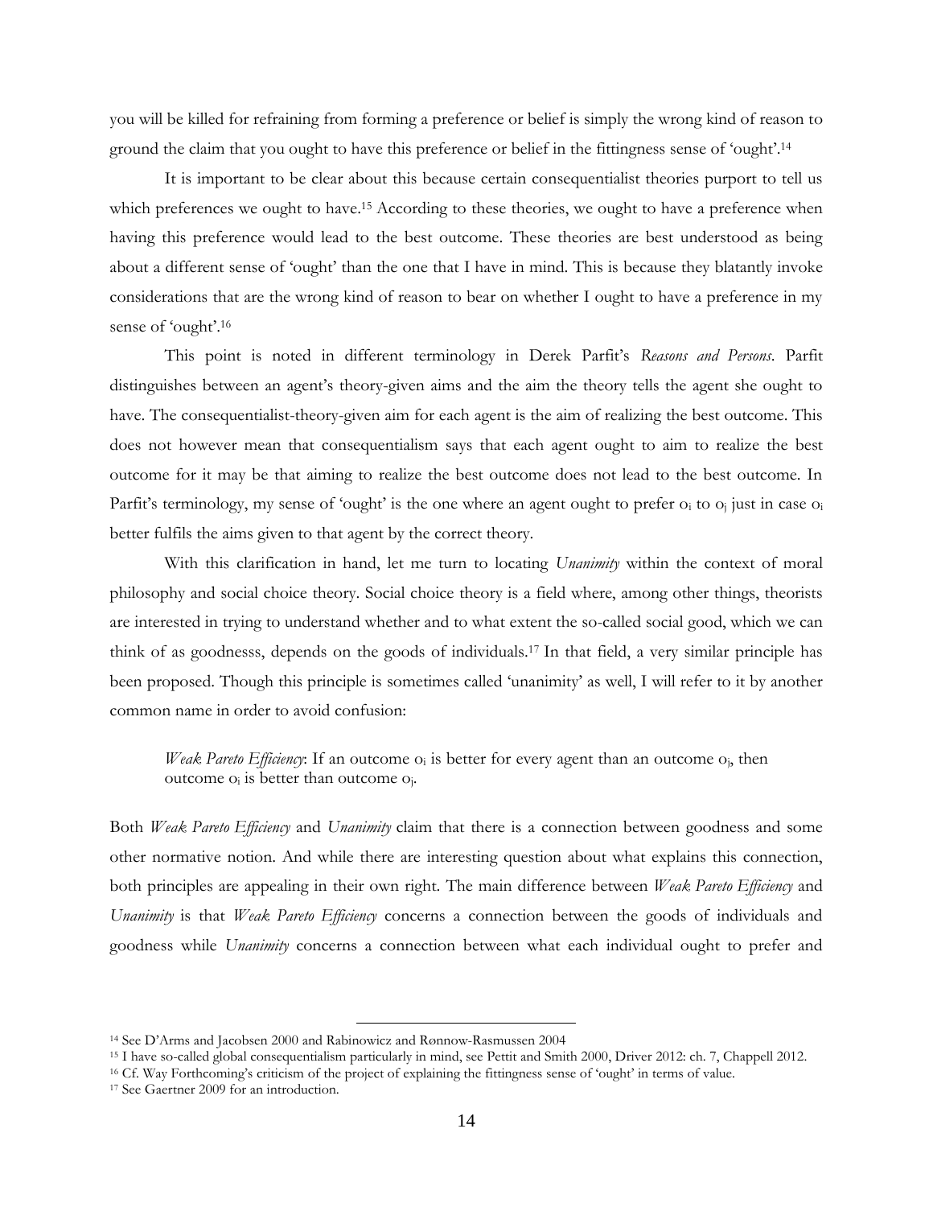you will be killed for refraining from forming a preference or belief is simply the wrong kind of reason to ground the claim that you ought to have this preference or belief in the fittingness sense of 'ought'.[14]

It is important to be clear about this because certain consequentialist theories purport to tell us which preferences we ought to have.[15] According to these theories, we ought to have a preference when having this preference would lead to the best outcome. These theories are best understood as being about a different sense of 'ought' than the one that I have in mind. This is because they blatantly invoke considerations that are the wrong kind of reason to bear on whether I ought to have a preference in my sense of 'ought'.[16]

This point is noted in different terminology in Derek Parfit's *Reasons and Persons*. Parfit distinguishes between an agent's theory-given aims and the aim the theory tells the agent she ought to have. The consequentialist-theory-given aim for each agent is the aim of realizing the best outcome. This does not however mean that consequentialism says that each agent ought to aim to realize the best outcome for it may be that aiming to realize the best outcome does not lead to the best outcome. In Parfit's terminology, my sense of 'ought' is the one where an agent ought to prefer $o_i$ to $o_j$ just in case $o_i$ better fulfils the aims given to that agent by the correct theory.

With this clarification in hand, let me turn to locating *Unanimity* within the context of moral philosophy and social choice theory. Social choice theory is a field where, among other things, theorists are interested in trying to understand whether and to what extent the so-called social good, which we can think of as goodnesss, depends on the goods of individuals.[17] In that field, a very similar principle has been proposed. Though this principle is sometimes called 'unanimity' as well, I will refer to it by another common name in order to avoid confusion:

> *Weak Pareto Efficiency*: If an outcome $o_i$ is better for every agent than an outcome $o_j$, then outcome $o_i$ is better than outcome $o_j$.

Both *Weak Pareto Efficiency* and *Unanimity* claim that there is a connection between goodness and some other normative notion. And while there are interesting question about what explains this connection, both principles are appealing in their own right. The main difference between *Weak Pareto Efficiency* and *Unanimity* is that *Weak Pareto Efficiency* concerns a connection between the goods of individuals and goodness while *Unanimity* concerns a connection between what each individual ought to prefer and

---

[14] See D'Arms and Jacobsen 2000 and Rabinowicz and Rønnow-Rasmussen 2004

[15] I have so-called global consequentialism particularly in mind, see Pettit and Smith 2000, Driver 2012: ch. 7, Chappell 2012.

[16] Cf. Way Forthcoming's criticism of the project of explaining the fittingness sense of 'ought' in terms of value.

[17] See Gaertner 2009 for an introduction.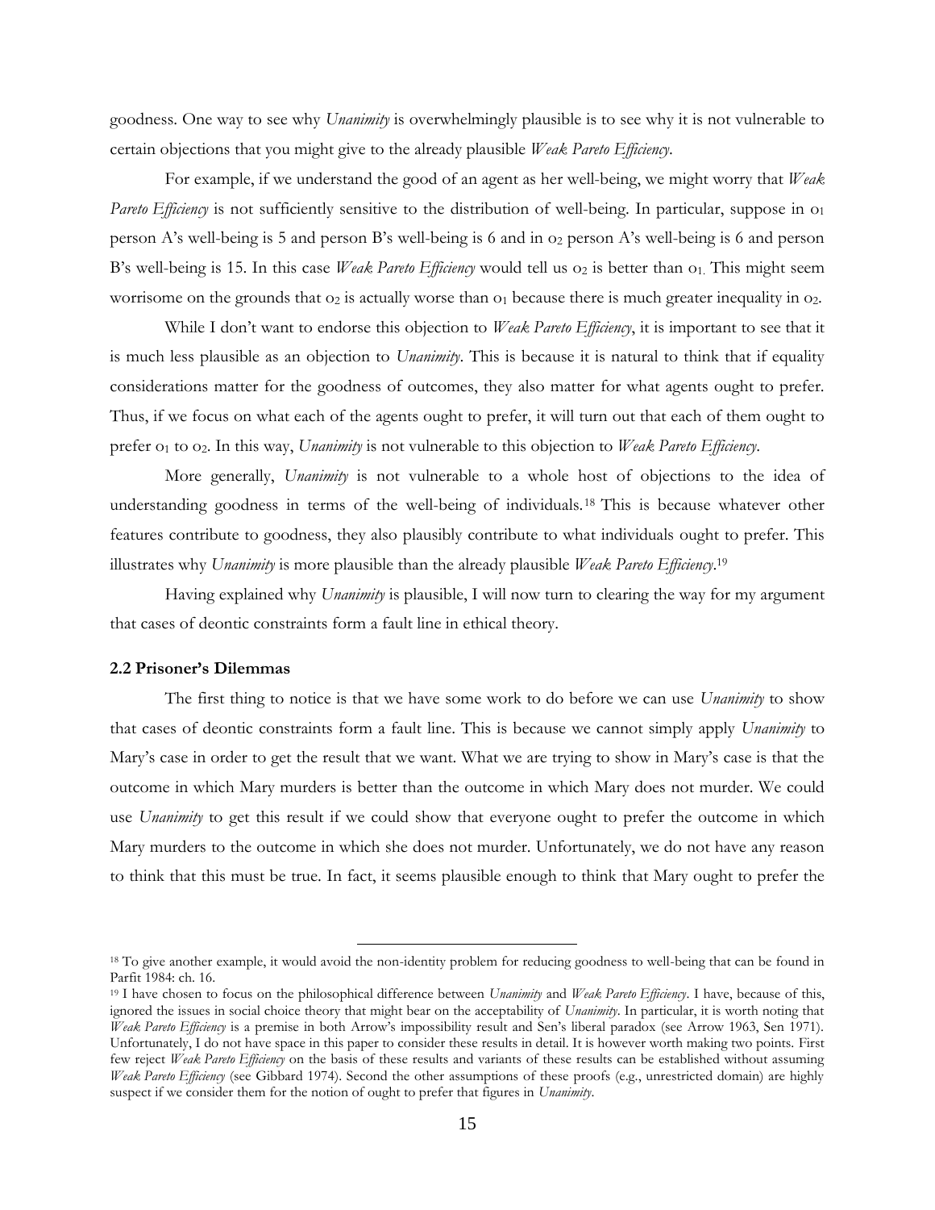goodness. One way to see why *Unanimity* is overwhelmingly plausible is to see why it is not vulnerable to certain objections that you might give to the already plausible *Weak Pareto Efficiency*.

For example, if we understand the good of an agent as her well-being, we might worry that *Weak Pareto Efficiency* is not sufficiently sensitive to the distribution of well-being. In particular, suppose in $o_1$ person A's well-being is 5 and person B's well-being is 6 and in $o_2$ person A's well-being is 6 and person B's well-being is 15. In this case *Weak Pareto Efficiency* would tell us $o_2$ is better than $o_1$. This might seem worrisome on the grounds that $o_2$ is actually worse than $o_1$ because there is much greater inequality in $o_2$.

While I don't want to endorse this objection to *Weak Pareto Efficiency*, it is important to see that it is much less plausible as an objection to *Unanimity*. This is because it is natural to think that if equality considerations matter for the goodness of outcomes, they also matter for what agents ought to prefer. Thus, if we focus on what each of the agents ought to prefer, it will turn out that each of them ought to prefer $o_1$ to $o_2$. In this way, *Unanimity* is not vulnerable to this objection to *Weak Pareto Efficiency*.

More generally, *Unanimity* is not vulnerable to a whole host of objections to the idea of understanding goodness in terms of the well-being of individuals.[18] This is because whatever other features contribute to goodness, they also plausibly contribute to what individuals ought to prefer. This illustrates why *Unanimity* is more plausible than the already plausible *Weak Pareto Efficiency*.[19]

Having explained why *Unanimity* is plausible, I will now turn to clearing the way for my argument that cases of deontic constraints form a fault line in ethical theory.

### 2.2 Prisoner's Dilemmas

The first thing to notice is that we have some work to do before we can use *Unanimity* to show that cases of deontic constraints form a fault line. This is because we cannot simply apply *Unanimity* to Mary's case in order to get the result that we want. What we are trying to show in Mary's case is that the outcome in which Mary murders is better than the outcome in which Mary does not murder. We could use *Unanimity* to get this result if we could show that everyone ought to prefer the outcome in which Mary murders to the outcome in which she does not murder. Unfortunately, we do not have any reason to think that this must be true. In fact, it seems plausible enough to think that Mary ought to prefer the

---

[18] To give another example, it would avoid the non-identity problem for reducing goodness to well-being that can be found in Parfit 1984: ch. 16.

[19] I have chosen to focus on the philosophical difference between *Unanimity* and *Weak Pareto Efficiency*. I have, because of this, ignored the issues in social choice theory that might bear on the acceptability of *Unanimity*. In particular, it is worth noting that *Weak Pareto Efficiency* is a premise in both Arrow's impossibility result and Sen's liberal paradox (see Arrow 1963, Sen 1971). Unfortunately, I do not have space in this paper to consider these results in detail. It is however worth making two points. First few reject *Weak Pareto Efficiency* on the basis of these results and variants of these results can be established without assuming *Weak Pareto Efficiency* (see Gibbard 1974). Second the other assumptions of these proofs (e.g., unrestricted domain) are highly suspect if we consider them for the notion of ought to prefer that figures in *Unanimity*.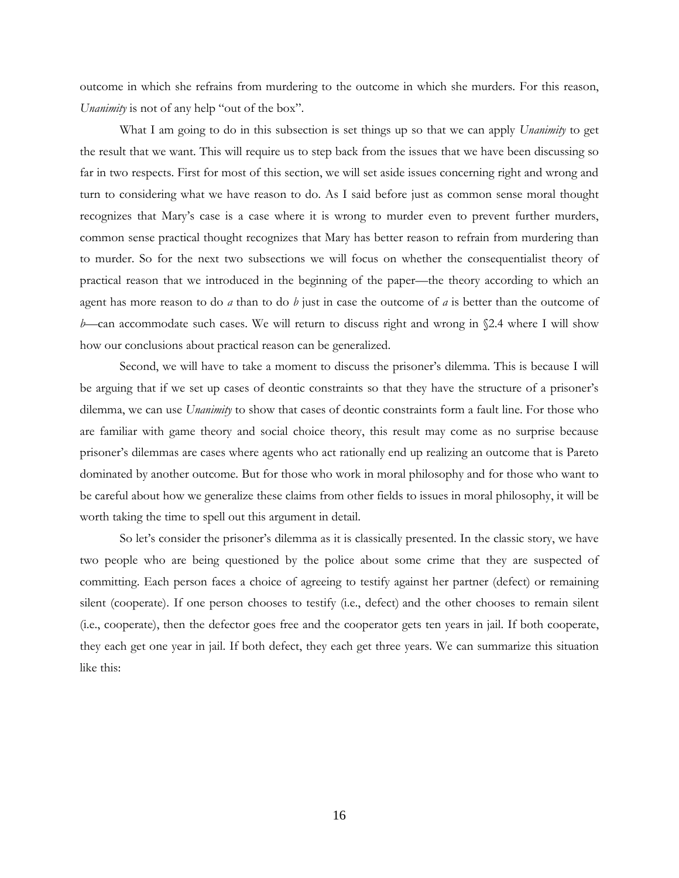outcome in which she refrains from murdering to the outcome in which she murders. For this reason, *Unanimity* is not of any help "out of the box".

What I am going to do in this subsection is set things up so that we can apply *Unanimity* to get the result that we want. This will require us to step back from the issues that we have been discussing so far in two respects. First for most of this section, we will set aside issues concerning right and wrong and turn to considering what we have reason to do. As I said before just as common sense moral thought recognizes that Mary's case is a case where it is wrong to murder even to prevent further murders, common sense practical thought recognizes that Mary has better reason to refrain from murdering than to murder. So for the next two subsections we will focus on whether the consequentialist theory of practical reason that we introduced in the beginning of the paper—the theory according to which an agent has more reason to do *a* than to do *b* just in case the outcome of *a* is better than the outcome of *b*—can accommodate such cases. We will return to discuss right and wrong in §2.4 where I will show how our conclusions about practical reason can be generalized.

Second, we will have to take a moment to discuss the prisoner's dilemma. This is because I will be arguing that if we set up cases of deontic constraints so that they have the structure of a prisoner's dilemma, we can use *Unanimity* to show that cases of deontic constraints form a fault line. For those who are familiar with game theory and social choice theory, this result may come as no surprise because prisoner's dilemmas are cases where agents who act rationally end up realizing an outcome that is Pareto dominated by another outcome. But for those who work in moral philosophy and for those who want to be careful about how we generalize these claims from other fields to issues in moral philosophy, it will be worth taking the time to spell out this argument in detail.

So let's consider the prisoner's dilemma as it is classically presented. In the classic story, we have two people who are being questioned by the police about some crime that they are suspected of committing. Each person faces a choice of agreeing to testify against her partner (defect) or remaining silent (cooperate). If one person chooses to testify (i.e., defect) and the other chooses to remain silent (i.e., cooperate), then the defector goes free and the cooperator gets ten years in jail. If both cooperate, they each get one year in jail. If both defect, they each get three years. We can summarize this situation like this: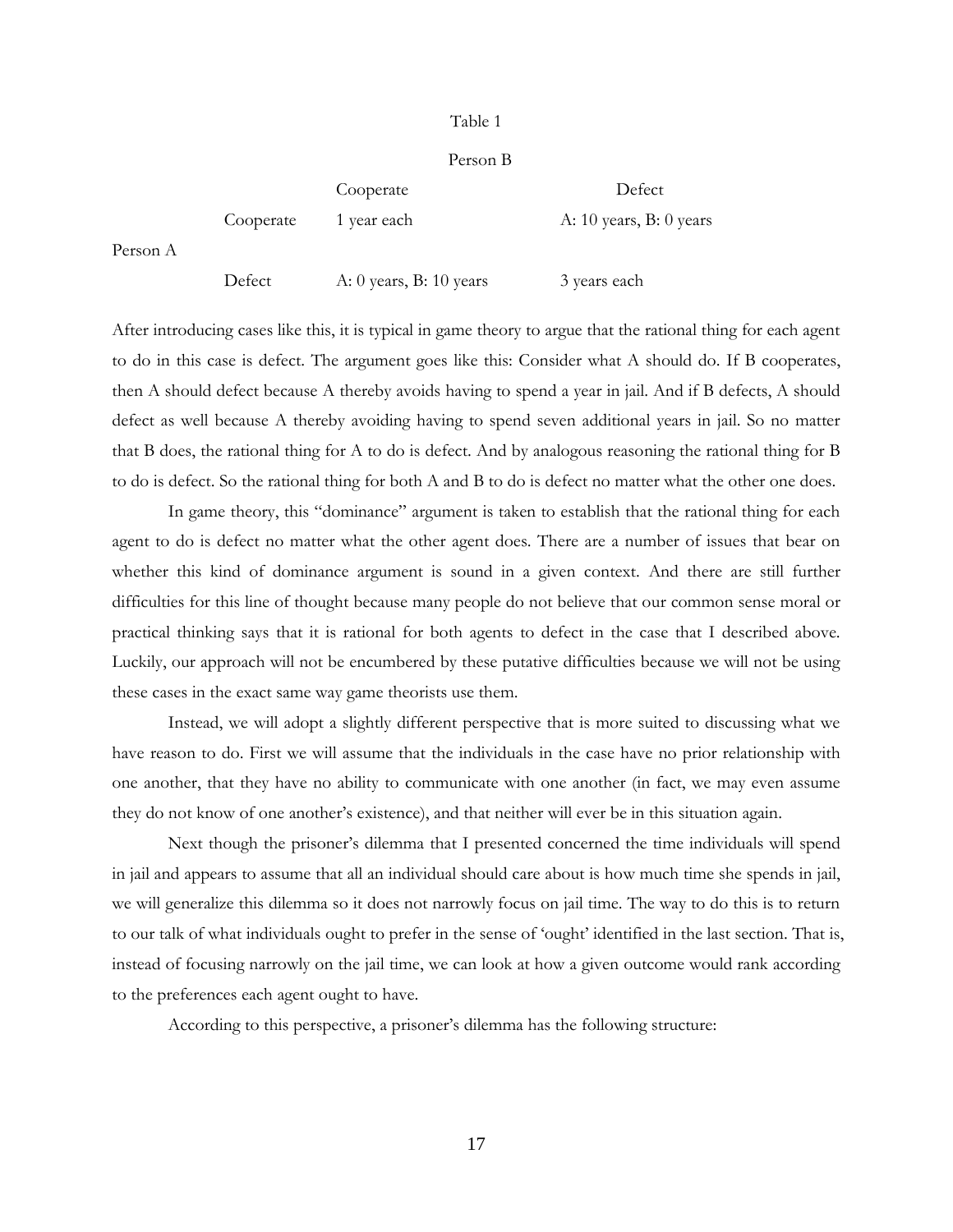Table 1

| | | Person B | |
|---|---|---|---|
| | | Cooperate | Defect |
| Person A | Cooperate | 1 year each | A: 10 years, B: 0 years |
| | Defect | A: 0 years, B: 10 years | 3 years each |

After introducing cases like this, it is typical in game theory to argue that the rational thing for each agent to do in this case is defect. The argument goes like this: Consider what A should do. If B cooperates, then A should defect because A thereby avoids having to spend a year in jail. And if B defects, A should defect as well because A thereby avoiding having to spend seven additional years in jail. So no matter that B does, the rational thing for A to do is defect. And by analogous reasoning the rational thing for B to do is defect. So the rational thing for both A and B to do is defect no matter what the other one does.

In game theory, this "dominance" argument is taken to establish that the rational thing for each agent to do is defect no matter what the other agent does. There are a number of issues that bear on whether this kind of dominance argument is sound in a given context. And there are still further difficulties for this line of thought because many people do not believe that our common sense moral or practical thinking says that it is rational for both agents to defect in the case that I described above. Luckily, our approach will not be encumbered by these putative difficulties because we will not be using these cases in the exact same way game theorists use them.

Instead, we will adopt a slightly different perspective that is more suited to discussing what we have reason to do. First we will assume that the individuals in the case have no prior relationship with one another, that they have no ability to communicate with one another (in fact, we may even assume they do not know of one another's existence), and that neither will ever be in this situation again.

Next though the prisoner's dilemma that I presented concerned the time individuals will spend in jail and appears to assume that all an individual should care about is how much time she spends in jail, we will generalize this dilemma so it does not narrowly focus on jail time. The way to do this is to return to our talk of what individuals ought to prefer in the sense of 'ought' identified in the last section. That is, instead of focusing narrowly on the jail time, we can look at how a given outcome would rank according to the preferences each agent ought to have.

According to this perspective, a prisoner's dilemma has the following structure: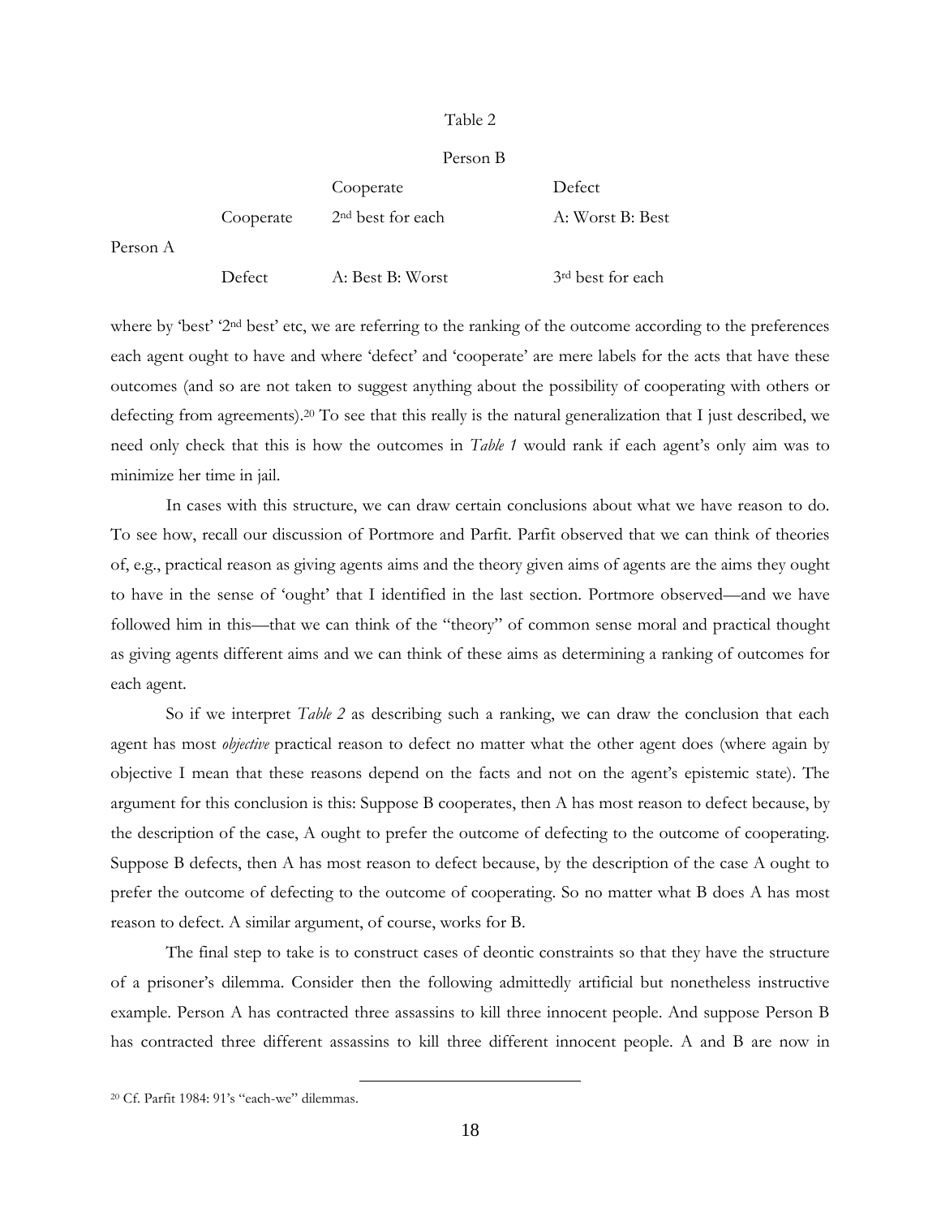Table 2

| | | Person B | |
|---|---|---|---|
| | | Cooperate | Defect |
| Person A | Cooperate | 2nd best for each | A: Worst B: Best |
| | Defect | A: Best B: Worst | 3rd best for each |

where by 'best' '2nd best' etc, we are referring to the ranking of the outcome according to the preferences each agent ought to have and where 'defect' and 'cooperate' are mere labels for the acts that have these outcomes (and so are not taken to suggest anything about the possibility of cooperating with others or defecting from agreements).[20] To see that this really is the natural generalization that I just described, we need only check that this is how the outcomes in *Table 1* would rank if each agent's only aim was to minimize her time in jail.

In cases with this structure, we can draw certain conclusions about what we have reason to do. To see how, recall our discussion of Portmore and Parfit. Parfit observed that we can think of theories of, e.g., practical reason as giving agents aims and the theory given aims of agents are the aims they ought to have in the sense of 'ought' that I identified in the last section. Portmore observed—and we have followed him in this—that we can think of the "theory" of common sense moral and practical thought as giving agents different aims and we can think of these aims as determining a ranking of outcomes for each agent.

So if we interpret *Table 2* as describing such a ranking, we can draw the conclusion that each agent has most *objective* practical reason to defect no matter what the other agent does (where again by objective I mean that these reasons depend on the facts and not on the agent's epistemic state). The argument for this conclusion is this: Suppose B cooperates, then A has most reason to defect because, by the description of the case, A ought to prefer the outcome of defecting to the outcome of cooperating. Suppose B defects, then A has most reason to defect because, by the description of the case A ought to prefer the outcome of defecting to the outcome of cooperating. So no matter what B does A has most reason to defect. A similar argument, of course, works for B.

The final step to take is to construct cases of deontic constraints so that they have the structure of a prisoner's dilemma. Consider then the following admittedly artificial but nonetheless instructive example. Person A has contracted three assassins to kill three innocent people. And suppose Person B has contracted three different assassins to kill three different innocent people. A and B are now in

[20] Cf. Parfit 1984: 91's "each-we" dilemmas.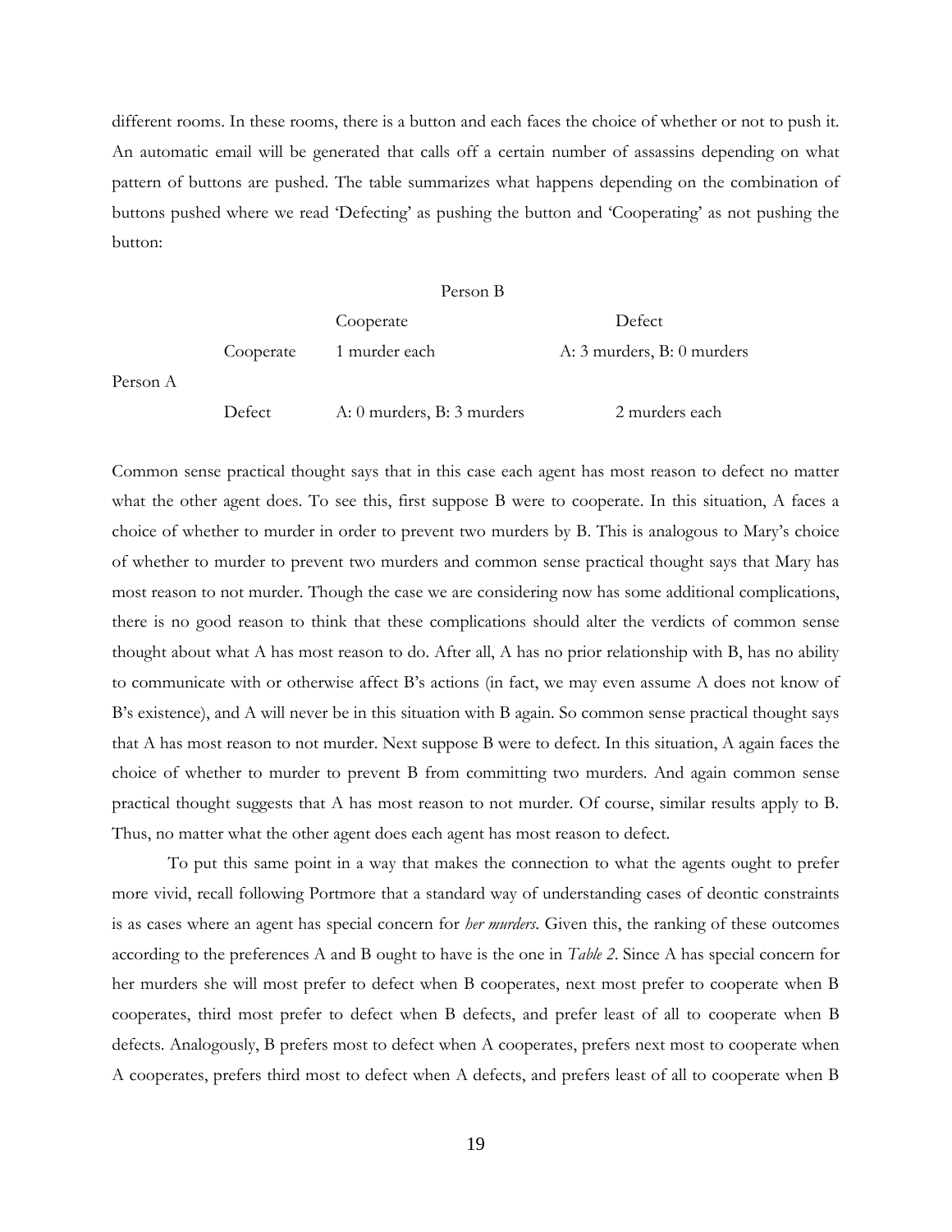different rooms. In these rooms, there is a button and each faces the choice of whether or not to push it. An automatic email will be generated that calls off a certain number of assassins depending on what pattern of buttons are pushed. The table summarizes what happens depending on the combination of buttons pushed where we read 'Defecting' as pushing the button and 'Cooperating' as not pushing the button:

| | | Person B | |
|---|---|---|---|
| | | Cooperate | Defect |
| Person A | Cooperate | 1 murder each | A: 3 murders, B: 0 murders |
| | Defect | A: 0 murders, B: 3 murders | 2 murders each |

Common sense practical thought says that in this case each agent has most reason to defect no matter what the other agent does. To see this, first suppose B were to cooperate. In this situation, A faces a choice of whether to murder in order to prevent two murders by B. This is analogous to Mary's choice of whether to murder to prevent two murders and common sense practical thought says that Mary has most reason to not murder. Though the case we are considering now has some additional complications, there is no good reason to think that these complications should alter the verdicts of common sense thought about what A has most reason to do. After all, A has no prior relationship with B, has no ability to communicate with or otherwise affect B's actions (in fact, we may even assume A does not know of B's existence), and A will never be in this situation with B again. So common sense practical thought says that A has most reason to not murder. Next suppose B were to defect. In this situation, A again faces the choice of whether to murder to prevent B from committing two murders. And again common sense practical thought suggests that A has most reason to not murder. Of course, similar results apply to B. Thus, no matter what the other agent does each agent has most reason to defect.

To put this same point in a way that makes the connection to what the agents ought to prefer more vivid, recall following Portmore that a standard way of understanding cases of deontic constraints is as cases where an agent has special concern for *her murders*. Given this, the ranking of these outcomes according to the preferences A and B ought to have is the one in *Table 2*. Since A has special concern for her murders she will most prefer to defect when B cooperates, next most prefer to cooperate when B cooperates, third most prefer to defect when B defects, and prefer least of all to cooperate when B defects. Analogously, B prefers most to defect when A cooperates, prefers next most to cooperate when A cooperates, prefers third most to defect when A defects, and prefers least of all to cooperate when B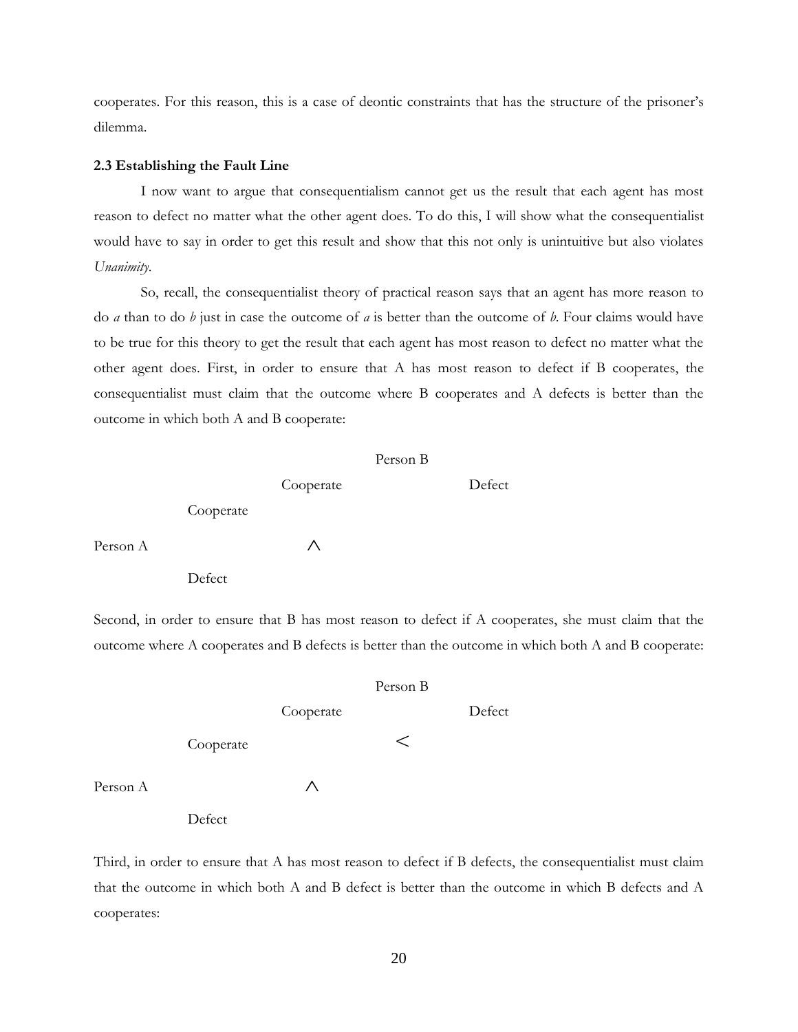cooperates. For this reason, this is a case of deontic constraints that has the structure of the prisoner's dilemma.

### 2.3 Establishing the Fault Line

I now want to argue that consequentialism cannot get us the result that each agent has most reason to defect no matter what the other agent does. To do this, I will show what the consequentialist would have to say in order to get this result and show that this not only is unintuitive but also violates *Unanimity*.

So, recall, the consequentialist theory of practical reason says that an agent has more reason to do *a* than to do *b* just in case the outcome of *a* is better than the outcome of *b*. Four claims would have to be true for this theory to get the result that each agent has most reason to defect no matter what the other agent does. First, in order to ensure that A has most reason to defect if B cooperates, the consequentialist must claim that the outcome where B cooperates and A defects is better than the outcome in which both A and B cooperate:

| | | Person B | |
|---|---|---|---|
| | | Cooperate | Defect |
| Person A | Cooperate | | |
| | | ∧ | |
| | Defect | | |

Second, in order to ensure that B has most reason to defect if A cooperates, she must claim that the outcome where A cooperates and B defects is better than the outcome in which both A and B cooperate:

| | | Person B | | |
|---|---|---|---|---|
| | | Cooperate | | Defect |
| Person A | Cooperate | | < | |
| | | ∧ | | |
| | Defect | | | |

Third, in order to ensure that A has most reason to defect if B defects, the consequentialist must claim that the outcome in which both A and B defect is better than the outcome in which B defects and A cooperates: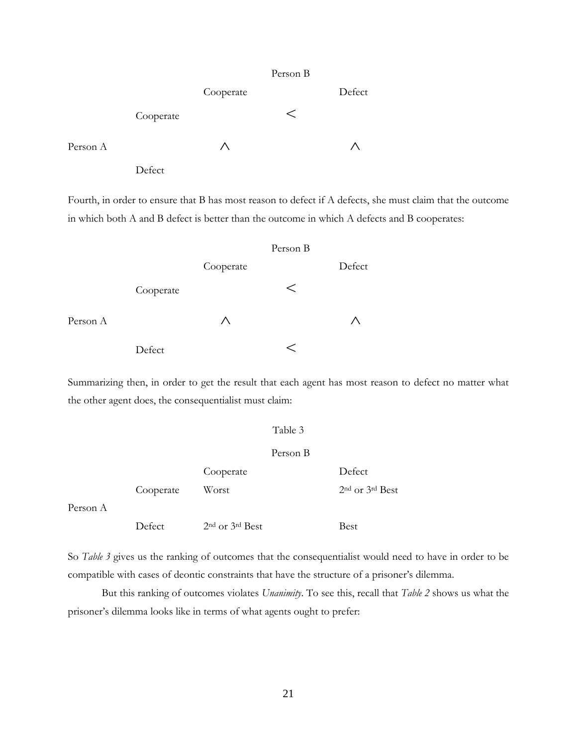|  |  | Person B |  |  |
|---|---|---|---|---|
|  |  | Cooperate |  | Defect |
|  | Cooperate |  | < |  |
| Person A |  | ∧ |  | ∧ |
|  | Defect |  |  |  |

Fourth, in order to ensure that B has most reason to defect if A defects, she must claim that the outcome in which both A and B defect is better than the outcome in which A defects and B cooperates:

|  |  | Person B |  |  |
|---|---|---|---|---|
|  |  | Cooperate |  | Defect |
|  | Cooperate |  | < |  |
| Person A |  | ∧ |  | ∧ |
|  | Defect |  | < |  |

Summarizing then, in order to get the result that each agent has most reason to defect no matter what the other agent does, the consequentialist must claim:

Table 3

|  |  | Person B |  |
|---|---|---|---|
|  |  | Cooperate | Defect |
| Person A | Cooperate | Worst | 2nd or 3rd Best |
|  | Defect | 2nd or 3rd Best | Best |

So *Table 3* gives us the ranking of outcomes that the consequentialist would need to have in order to be compatible with cases of deontic constraints that have the structure of a prisoner's dilemma.

But this ranking of outcomes violates *Unanimity*. To see this, recall that *Table 2* shows us what the prisoner's dilemma looks like in terms of what agents ought to prefer: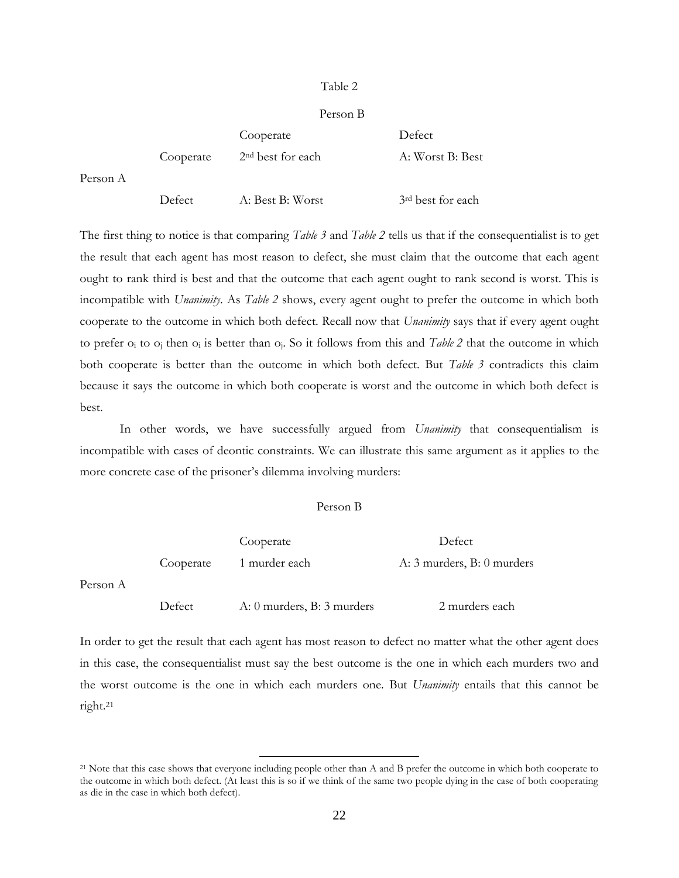Table 2

| | | Person B | |
|---|---|---|---|
| | | Cooperate | Defect |
| Person A | Cooperate | 2nd best for each | A: Worst B: Best |
| | Defect | A: Best B: Worst | 3rd best for each |

The first thing to notice is that comparing *Table 3* and *Table 2* tells us that if the consequentialist is to get the result that each agent has most reason to defect, she must claim that the outcome that each agent ought to rank third is best and that the outcome that each agent ought to rank second is worst. This is incompatible with *Unanimity*. As *Table 2* shows, every agent ought to prefer the outcome in which both cooperate to the outcome in which both defect. Recall now that *Unanimity* says that if every agent ought to prefer $o_i$ to $o_j$ then $o_i$ is better than $o_j$. So it follows from this and *Table 2* that the outcome in which both cooperate is better than the outcome in which both defect. But *Table 3* contradicts this claim because it says the outcome in which both cooperate is worst and the outcome in which both defect is best.

In other words, we have successfully argued from *Unanimity* that consequentialism is incompatible with cases of deontic constraints. We can illustrate this same argument as it applies to the more concrete case of the prisoner's dilemma involving murders:

| | | Person B | |
|---|---|---|---|
| | | Cooperate | Defect |
| Person A | Cooperate | 1 murder each | A: 3 murders, B: 0 murders |
| | Defect | A: 0 murders, B: 3 murders | 2 murders each |

In order to get the result that each agent has most reason to defect no matter what the other agent does in this case, the consequentialist must say the best outcome is the one in which each murders two and the worst outcome is the one in which each murders one. But *Unanimity* entails that this cannot be right.[21]

[21] Note that this case shows that everyone including people other than A and B prefer the outcome in which both cooperate to the outcome in which both defect. (At least this is so if we think of the same two people dying in the case of both cooperating as die in the case in which both defect).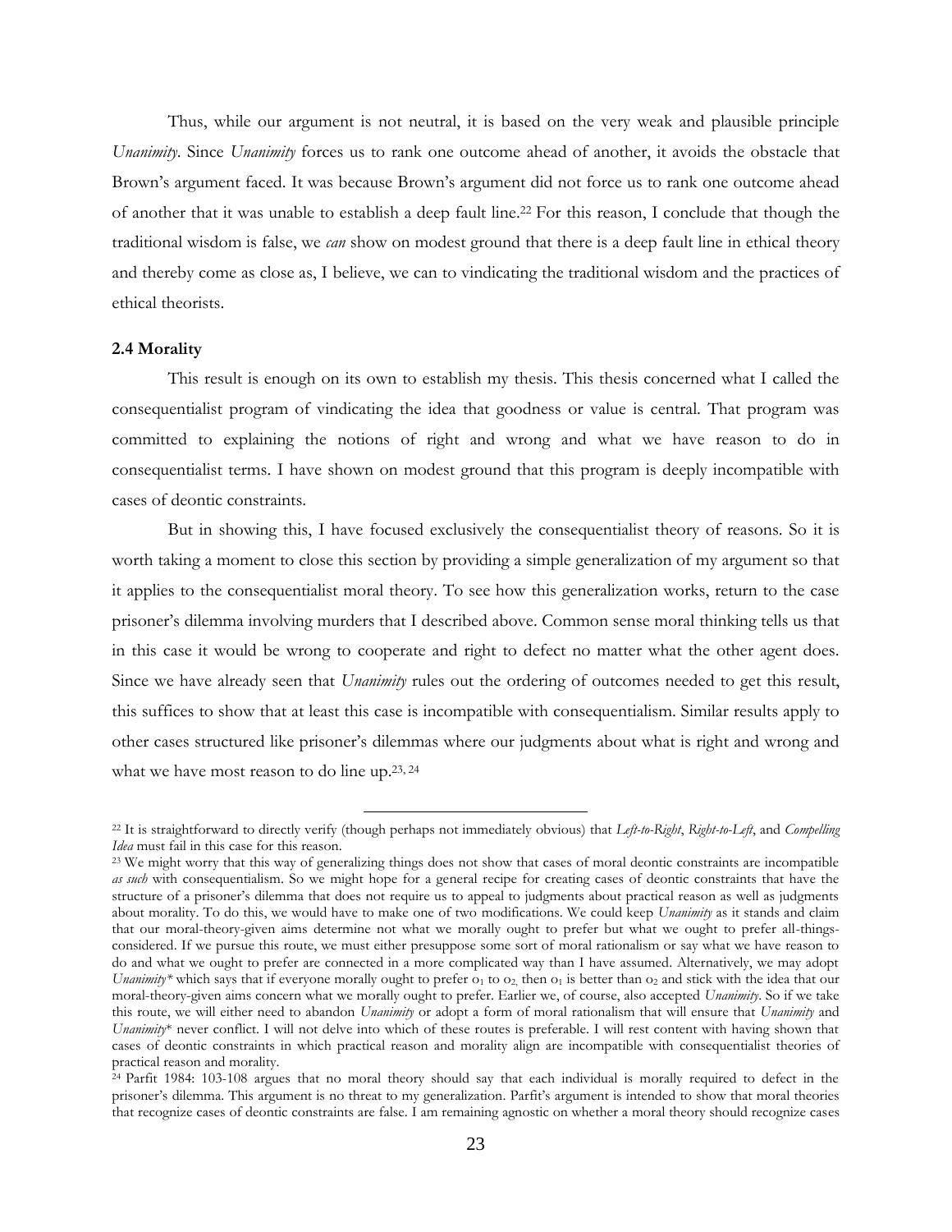Thus, while our argument is not neutral, it is based on the very weak and plausible principle *Unanimity*. Since *Unanimity* forces us to rank one outcome ahead of another, it avoids the obstacle that Brown's argument faced. It was because Brown's argument did not force us to rank one outcome ahead of another that it was unable to establish a deep fault line.[22] For this reason, I conclude that though the traditional wisdom is false, we *can* show on modest ground that there is a deep fault line in ethical theory and thereby come as close as, I believe, we can to vindicating the traditional wisdom and the practices of ethical theorists.

**2.4 Morality**

This result is enough on its own to establish my thesis. This thesis concerned what I called the consequentialist program of vindicating the idea that goodness or value is central. That program was committed to explaining the notions of right and wrong and what we have reason to do in consequentialist terms. I have shown on modest ground that this program is deeply incompatible with cases of deontic constraints.

But in showing this, I have focused exclusively the consequentialist theory of reasons. So it is worth taking a moment to close this section by providing a simple generalization of my argument so that it applies to the consequentialist moral theory. To see how this generalization works, return to the case prisoner's dilemma involving murders that I described above. Common sense moral thinking tells us that in this case it would be wrong to cooperate and right to defect no matter what the other agent does. Since we have already seen that *Unanimity* rules out the ordering of outcomes needed to get this result, this suffices to show that at least this case is incompatible with consequentialism. Similar results apply to other cases structured like prisoner's dilemmas where our judgments about what is right and wrong and what we have most reason to do line up.[23, 24]

---

[22] It is straightforward to directly verify (though perhaps not immediately obvious) that *Left-to-Right*, *Right-to-Left*, and *Compelling Idea* must fail in this case for this reason.

[23] We might worry that this way of generalizing things does not show that cases of moral deontic constraints are incompatible *as such* with consequentialism. So we might hope for a general recipe for creating cases of deontic constraints that have the structure of a prisoner's dilemma that does not require us to appeal to judgments about practical reason as well as judgments about morality. To do this, we would have to make one of two modifications. We could keep *Unanimity* as it stands and claim that our moral-theory-given aims determine not what we morally ought to prefer but what we ought to prefer all-things-considered. If we pursue this route, we must either presuppose some sort of moral rationalism or say what we have reason to do and what we ought to prefer are connected in a more complicated way than I have assumed. Alternatively, we may adopt *Unanimity\** which says that if everyone morally ought to prefer $o_1$ to $o_2$, then $o_1$ is better than $o_2$ and stick with the idea that our moral-theory-given aims concern what we morally ought to prefer. Earlier we, of course, also accepted *Unanimity*. So if we take this route, we will either need to abandon *Unanimity* or adopt a form of moral rationalism that will ensure that *Unanimity* and *Unanimity\** never conflict. I will not delve into which of these routes is preferable. I will rest content with having shown that cases of deontic constraints in which practical reason and morality align are incompatible with consequentialist theories of practical reason and morality.

[24] Parfit 1984: 103-108 argues that no moral theory should say that each individual is morally required to defect in the prisoner's dilemma. This argument is no threat to my generalization. Parfit's argument is intended to show that moral theories that recognize cases of deontic constraints are false. I am remaining agnostic on whether a moral theory should recognize cases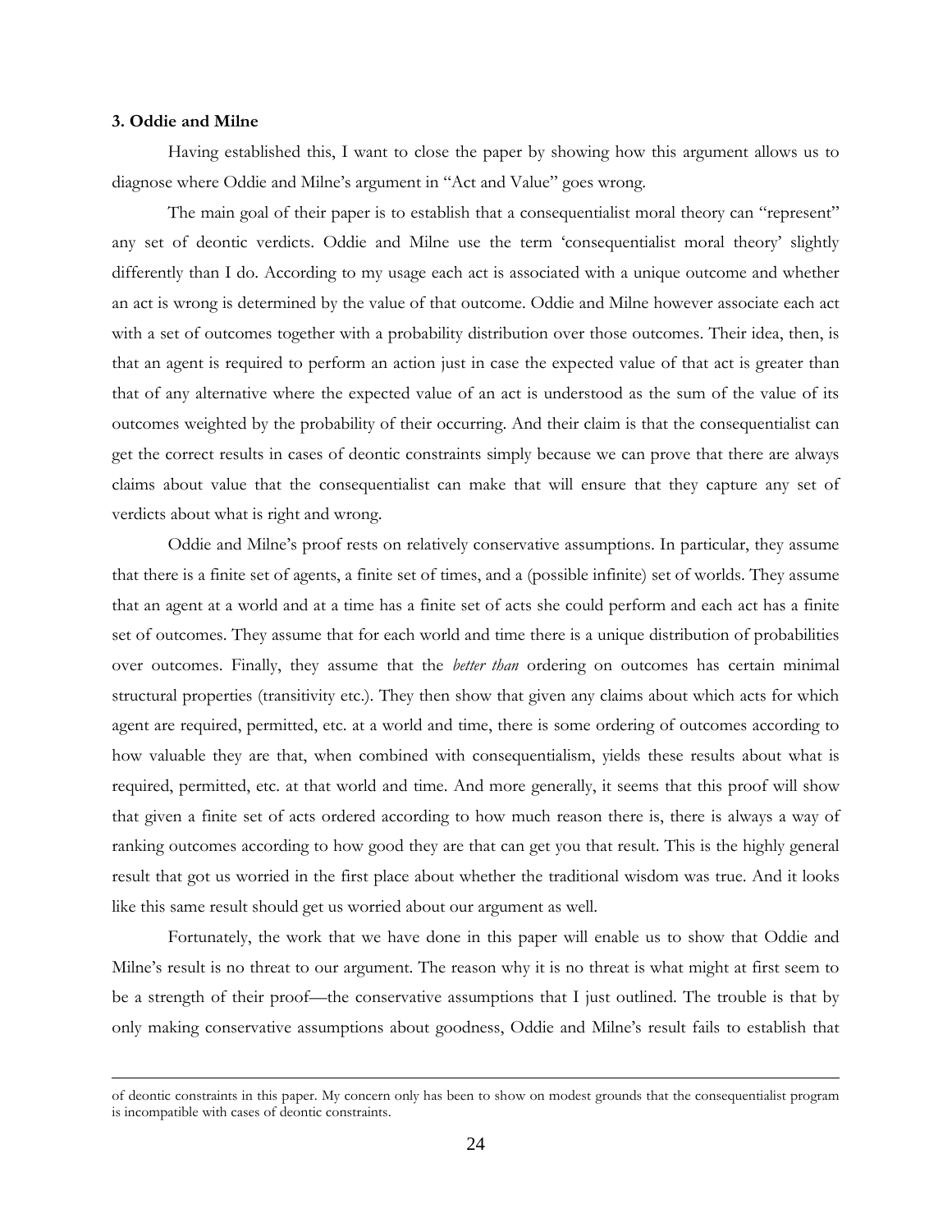**3. Oddie and Milne**

Having established this, I want to close the paper by showing how this argument allows us to diagnose where Oddie and Milne's argument in "Act and Value" goes wrong.

The main goal of their paper is to establish that a consequentialist moral theory can "represent" any set of deontic verdicts. Oddie and Milne use the term 'consequentialist moral theory' slightly differently than I do. According to my usage each act is associated with a unique outcome and whether an act is wrong is determined by the value of that outcome. Oddie and Milne however associate each act with a set of outcomes together with a probability distribution over those outcomes. Their idea, then, is that an agent is required to perform an action just in case the expected value of that act is greater than that of any alternative where the expected value of an act is understood as the sum of the value of its outcomes weighted by the probability of their occurring. And their claim is that the consequentialist can get the correct results in cases of deontic constraints simply because we can prove that there are always claims about value that the consequentialist can make that will ensure that they capture any set of verdicts about what is right and wrong.

Oddie and Milne's proof rests on relatively conservative assumptions. In particular, they assume that there is a finite set of agents, a finite set of times, and a (possible infinite) set of worlds. They assume that an agent at a world and at a time has a finite set of acts she could perform and each act has a finite set of outcomes. They assume that for each world and time there is a unique distribution of probabilities over outcomes. Finally, they assume that the *better than* ordering on outcomes has certain minimal structural properties (transitivity etc.). They then show that given any claims about which acts for which agent are required, permitted, etc. at a world and time, there is some ordering of outcomes according to how valuable they are that, when combined with consequentialism, yields these results about what is required, permitted, etc. at that world and time. And more generally, it seems that this proof will show that given a finite set of acts ordered according to how much reason there is, there is always a way of ranking outcomes according to how good they are that can get you that result. This is the highly general result that got us worried in the first place about whether the traditional wisdom was true. And it looks like this same result should get us worried about our argument as well.

Fortunately, the work that we have done in this paper will enable us to show that Oddie and Milne's result is no threat to our argument. The reason why it is no threat is what might at first seem to be a strength of their proof—the conservative assumptions that I just outlined. The trouble is that by only making conservative assumptions about goodness, Oddie and Milne's result fails to establish that

of deontic constraints in this paper. My concern only has been to show on modest grounds that the consequentialist program is incompatible with cases of deontic constraints.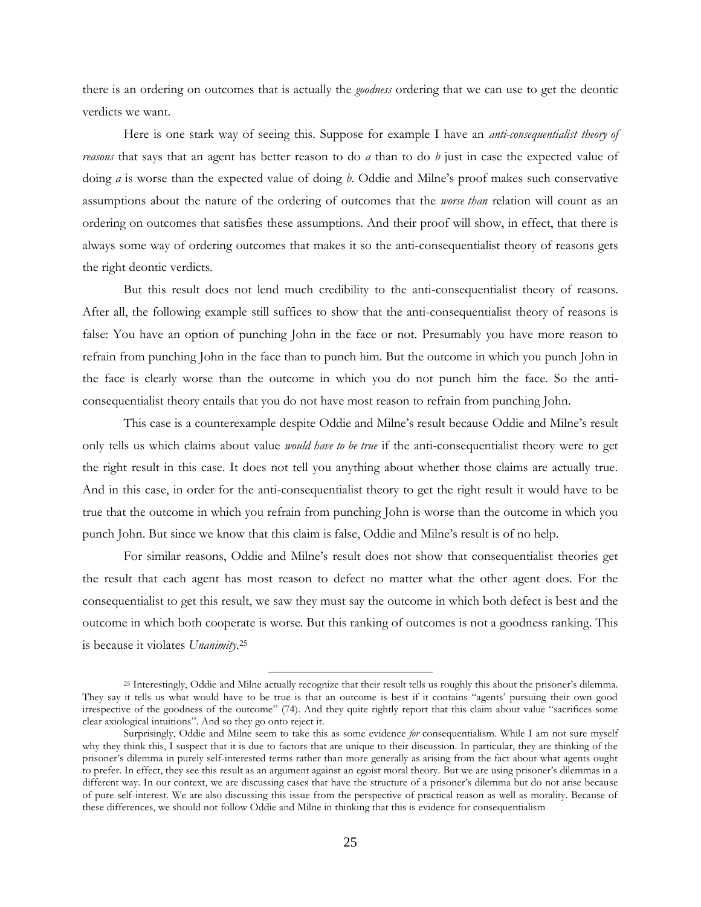there is an ordering on outcomes that is actually the *goodness* ordering that we can use to get the deontic verdicts we want.

Here is one stark way of seeing this. Suppose for example I have an *anti-consequentialist theory of reasons* that says that an agent has better reason to do *a* than to do *b* just in case the expected value of doing *a* is worse than the expected value of doing *b*. Oddie and Milne's proof makes such conservative assumptions about the nature of the ordering of outcomes that the *worse than* relation will count as an ordering on outcomes that satisfies these assumptions. And their proof will show, in effect, that there is always some way of ordering outcomes that makes it so the anti-consequentialist theory of reasons gets the right deontic verdicts.

But this result does not lend much credibility to the anti-consequentialist theory of reasons. After all, the following example still suffices to show that the anti-consequentialist theory of reasons is false: You have an option of punching John in the face or not. Presumably you have more reason to refrain from punching John in the face than to punch him. But the outcome in which you punch John in the face is clearly worse than the outcome in which you do not punch him the face. So the anti-consequentialist theory entails that you do not have most reason to refrain from punching John.

This case is a counterexample despite Oddie and Milne's result because Oddie and Milne's result only tells us which claims about value *would have to be true* if the anti-consequentialist theory were to get the right result in this case. It does not tell you anything about whether those claims are actually true. And in this case, in order for the anti-consequentialist theory to get the right result it would have to be true that the outcome in which you refrain from punching John is worse than the outcome in which you punch John. But since we know that this claim is false, Oddie and Milne's result is of no help.

For similar reasons, Oddie and Milne's result does not show that consequentialist theories get the result that each agent has most reason to defect no matter what the other agent does. For the consequentialist to get this result, we saw they must say the outcome in which both defect is best and the outcome in which both cooperate is worse. But this ranking of outcomes is not a goodness ranking. This is because it violates *Unanimity*.[25]

---

[25] Interestingly, Oddie and Milne actually recognize that their result tells us roughly this about the prisoner's dilemma. They say it tells us what would have to be true is that an outcome is best if it contains "agents' pursuing their own good irrespective of the goodness of the outcome" (74). And they quite rightly report that this claim about value "sacrifices some clear axiological intuitions". And so they go onto reject it.

Surprisingly, Oddie and Milne seem to take this as some evidence *for* consequentialism. While I am not sure myself why they think this, I suspect that it is due to factors that are unique to their discussion. In particular, they are thinking of the prisoner's dilemma in purely self-interested terms rather than more generally as arising from the fact about what agents ought to prefer. In effect, they see this result as an argument against an egoist moral theory. But we are using prisoner's dilemmas in a different way. In our context, we are discussing cases that have the structure of a prisoner's dilemma but do not arise because of pure self-interest. We are also discussing this issue from the perspective of practical reason as well as morality. Because of these differences, we should not follow Oddie and Milne in thinking that this is evidence for consequentialism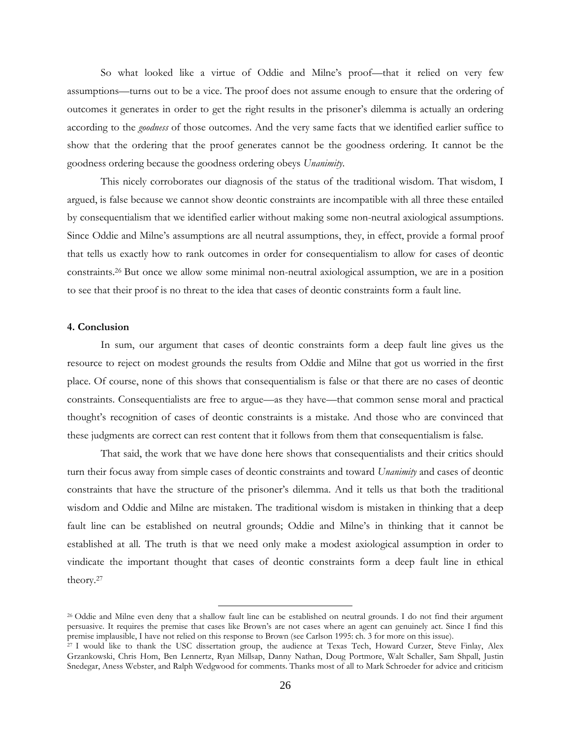So what looked like a virtue of Oddie and Milne's proof—that it relied on very few assumptions—turns out to be a vice. The proof does not assume enough to ensure that the ordering of outcomes it generates in order to get the right results in the prisoner's dilemma is actually an ordering according to the *goodness* of those outcomes. And the very same facts that we identified earlier suffice to show that the ordering that the proof generates cannot be the goodness ordering. It cannot be the goodness ordering because the goodness ordering obeys *Unanimity*.

This nicely corroborates our diagnosis of the status of the traditional wisdom. That wisdom, I argued, is false because we cannot show deontic constraints are incompatible with all three these entailed by consequentialism that we identified earlier without making some non-neutral axiological assumptions. Since Oddie and Milne's assumptions are all neutral assumptions, they, in effect, provide a formal proof that tells us exactly how to rank outcomes in order for consequentialism to allow for cases of deontic constraints.[26] But once we allow some minimal non-neutral axiological assumption, we are in a position to see that their proof is no threat to the idea that cases of deontic constraints form a fault line.

**4. Conclusion**

In sum, our argument that cases of deontic constraints form a deep fault line gives us the resource to reject on modest grounds the results from Oddie and Milne that got us worried in the first place. Of course, none of this shows that consequentialism is false or that there are no cases of deontic constraints. Consequentialists are free to argue—as they have—that common sense moral and practical thought's recognition of cases of deontic constraints is a mistake. And those who are convinced that these judgments are correct can rest content that it follows from them that consequentialism is false.

That said, the work that we have done here shows that consequentialists and their critics should turn their focus away from simple cases of deontic constraints and toward *Unanimity* and cases of deontic constraints that have the structure of the prisoner's dilemma. And it tells us that both the traditional wisdom and Oddie and Milne are mistaken. The traditional wisdom is mistaken in thinking that a deep fault line can be established on neutral grounds; Oddie and Milne's in thinking that it cannot be established at all. The truth is that we need only make a modest axiological assumption in order to vindicate the important thought that cases of deontic constraints form a deep fault line in ethical theory.[27]

---

[26] Oddie and Milne even deny that a shallow fault line can be established on neutral grounds. I do not find their argument persuasive. It requires the premise that cases like Brown's are not cases where an agent can genuinely act. Since I find this premise implausible, I have not relied on this response to Brown (see Carlson 1995: ch. 3 for more on this issue).

[27] I would like to thank the USC dissertation group, the audience at Texas Tech, Howard Curzer, Steve Finlay, Alex Grzankowski, Chris Hom, Ben Lennertz, Ryan Millsap, Danny Nathan, Doug Portmore, Walt Schaller, Sam Shpall, Justin Snedegar, Aness Webster, and Ralph Wedgwood for comments. Thanks most of all to Mark Schroeder for advice and criticism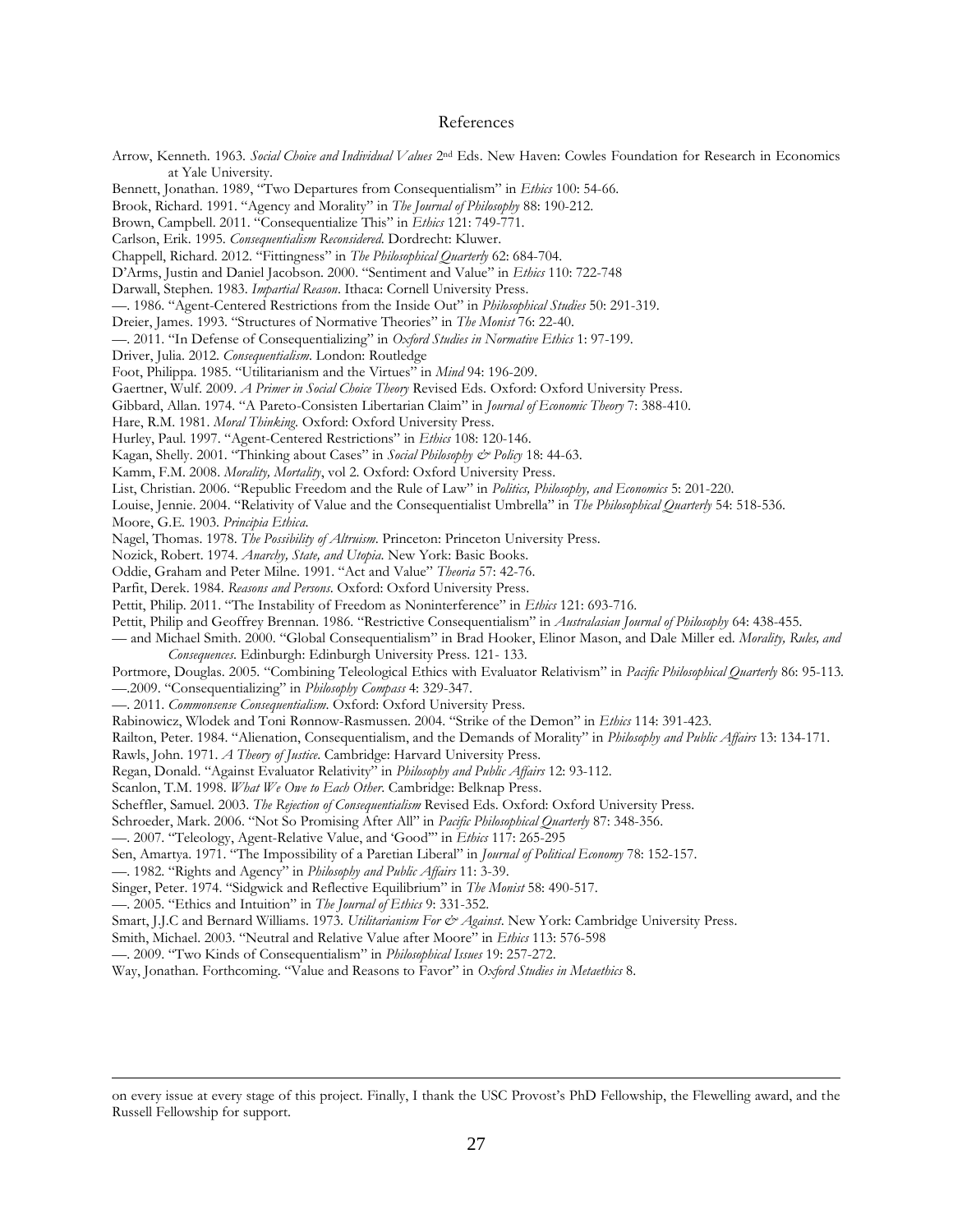# References

Arrow, Kenneth. 1963. *Social Choice and Individual Values* 2nd Eds. New Haven: Cowles Foundation for Research in Economics at Yale University.

Bennett, Jonathan. 1989, "Two Departures from Consequentialism" in *Ethics* 100: 54-66.

Brook, Richard. 1991. "Agency and Morality" in *The Journal of Philosophy* 88: 190-212.

Brown, Campbell. 2011. "Consequentialize This" in *Ethics* 121: 749-771.

Carlson, Erik. 1995. *Consequentialism Reconsidered*. Dordrecht: Kluwer.

Chappell, Richard. 2012. "Fittingness" in *The Philosophical Quarterly* 62: 684-704.

D'Arms, Justin and Daniel Jacobson. 2000. "Sentiment and Value" in *Ethics* 110: 722-748

Darwall, Stephen. 1983. *Impartial Reason*. Ithaca: Cornell University Press.

—. 1986. "Agent-Centered Restrictions from the Inside Out" in *Philosophical Studies* 50: 291-319.

Dreier, James. 1993. "Structures of Normative Theories" in *The Monist* 76: 22-40.

—. 2011. "In Defense of Consequentializing" in *Oxford Studies in Normative Ethics* 1: 97-199.

Driver, Julia. 2012. *Consequentialism*. London: Routledge

Foot, Philippa. 1985. "Utilitarianism and the Virtues" in *Mind* 94: 196-209.

Gaertner, Wulf. 2009. *A Primer in Social Choice Theory* Revised Eds. Oxford: Oxford University Press.

Gibbard, Allan. 1974. "A Pareto-Consisten Libertarian Claim" in *Journal of Economic Theory* 7: 388-410.

Hare, R.M. 1981. *Moral Thinking*. Oxford: Oxford University Press.

Hurley, Paul. 1997. "Agent-Centered Restrictions" in *Ethics* 108: 120-146.

Kagan, Shelly. 2001. "Thinking about Cases" in *Social Philosophy & Policy* 18: 44-63.

Kamm, F.M. 2008. *Morality, Mortality*, vol 2. Oxford: Oxford University Press.

List, Christian. 2006. "Republic Freedom and the Rule of Law" in *Politics, Philosophy, and Economics* 5: 201-220.

Louise, Jennie. 2004. "Relativity of Value and the Consequentialist Umbrella" in *The Philosophical Quarterly* 54: 518-536.

Moore, G.E. 1903. *Principia Ethica*.

Nagel, Thomas. 1978. *The Possibility of Altruism*. Princeton: Princeton University Press.

Nozick, Robert. 1974. *Anarchy, State, and Utopia*. New York: Basic Books.

Oddie, Graham and Peter Milne. 1991. "Act and Value" *Theoria* 57: 42-76.

Parfit, Derek. 1984. *Reasons and Persons*. Oxford: Oxford University Press.

Pettit, Philip. 2011. "The Instability of Freedom as Noninterference" in *Ethics* 121: 693-716.

Pettit, Philip and Geoffrey Brennan. 1986. "Restrictive Consequentialism" in *Australasian Journal of Philosophy* 64: 438-455.

— and Michael Smith. 2000. "Global Consequentialism" in Brad Hooker, Elinor Mason, and Dale Miller ed. *Morality, Rules, and Consequences*. Edinburgh: Edinburgh University Press. 121- 133.

Portmore, Douglas. 2005. "Combining Teleological Ethics with Evaluator Relativism" in *Pacific Philosophical Quarterly* 86: 95-113.

—.2009. "Consequentializing" in *Philosophy Compass* 4: 329-347.

—. 2011. *Commonsense Consequentialism*. Oxford: Oxford University Press.

Rabinowicz, Wlodek and Toni Rønnow-Rasmussen. 2004. "Strike of the Demon" in *Ethics* 114: 391-423.

Railton, Peter. 1984. "Alienation, Consequentialism, and the Demands of Morality" in *Philosophy and Public Affairs* 13: 134-171.

Rawls, John. 1971. *A Theory of Justice*. Cambridge: Harvard University Press.

Regan, Donald. "Against Evaluator Relativity" in *Philosophy and Public Affairs* 12: 93-112.

Scanlon, T.M. 1998. *What We Owe to Each Other*. Cambridge: Belknap Press.

Scheffler, Samuel. 2003. *The Rejection of Consequentialism* Revised Eds. Oxford: Oxford University Press.

Schroeder, Mark. 2006. "Not So Promising After All" in *Pacific Philosophical Quarterly* 87: 348-356.

—. 2007. "Teleology, Agent-Relative Value, and 'Good'" in *Ethics* 117: 265-295

Sen, Amartya. 1971. "The Impossibility of a Paretian Liberal" in *Journal of Political Economy* 78: 152-157.

—. 1982. "Rights and Agency" in *Philosophy and Public Affairs* 11: 3-39.

Singer, Peter. 1974. "Sidgwick and Reflective Equilibrium" in *The Monist* 58: 490-517.

—. 2005. "Ethics and Intuition" in *The Journal of Ethics* 9: 331-352.

Smart, J.J.C and Bernard Williams. 1973. *Utilitarianism For & Against*. New York: Cambridge University Press.

Smith, Michael. 2003. "Neutral and Relative Value after Moore" in *Ethics* 113: 576-598

—. 2009. "Two Kinds of Consequentialism" in *Philosophical Issues* 19: 257-272.

Way, Jonathan. Forthcoming. "Value and Reasons to Favor" in *Oxford Studies in Metaethics* 8.

---

on every issue at every stage of this project. Finally, I thank the USC Provost's PhD Fellowship, the Flewelling award, and the Russell Fellowship for support.